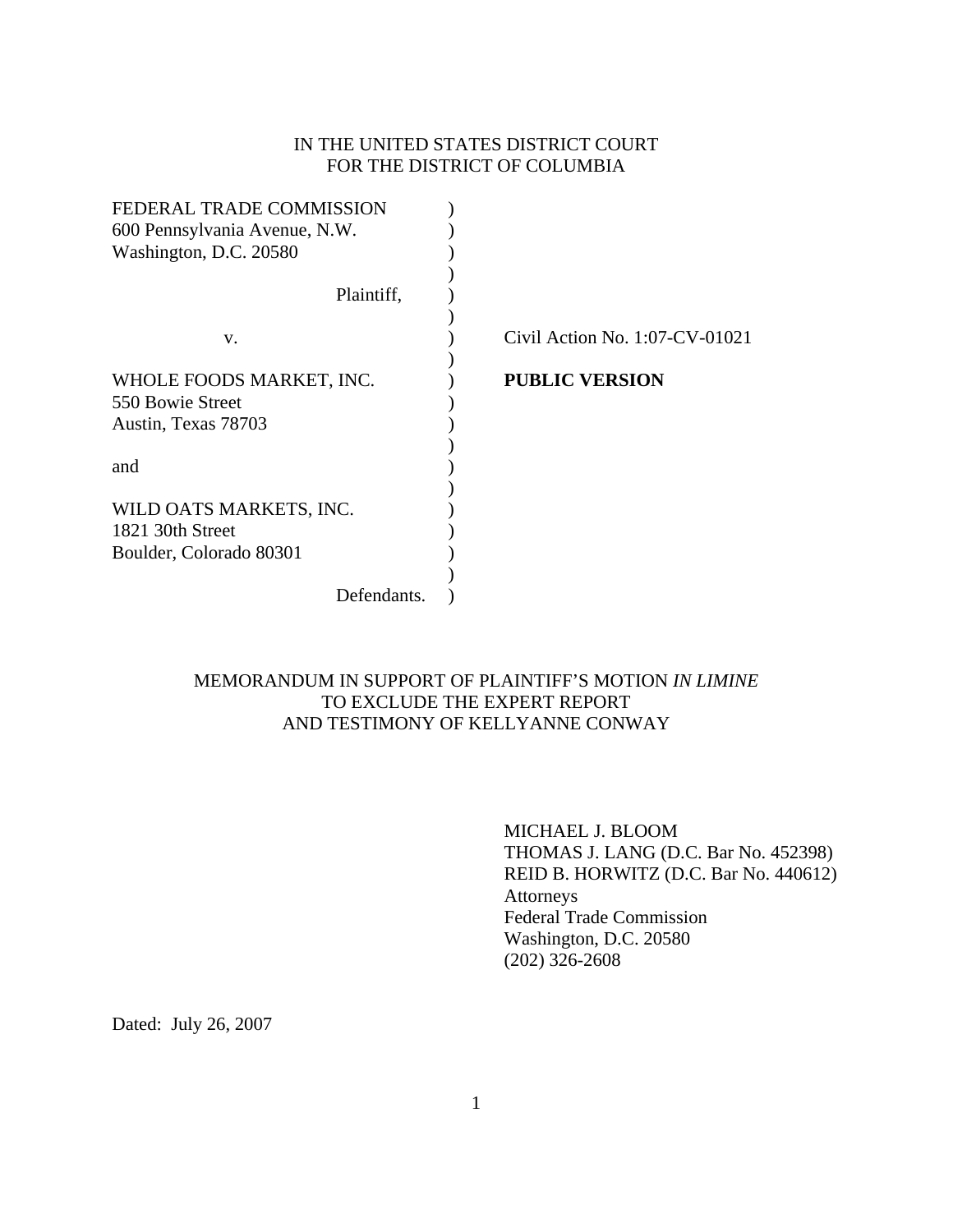IN THE UNITED STATES DISTRICT COURT
FOR THE DISTRICT OF COLUMBIA

| | | |
|---|---|---|
| FEDERAL TRADE COMMISSION<br>600 Pennsylvania Avenue, N.W.<br>Washington, D.C. 20580 | ) | |
| Plaintiff, | ) | |
| v. | ) | Civil Action No. 1:07-CV-01021 |
| WHOLE FOODS MARKET, INC.<br>550 Bowie Street<br>Austin, Texas 78703 | ) | **PUBLIC VERSION** |
| and | ) | |
| WILD OATS MARKETS, INC.<br>1821 30th Street<br>Boulder, Colorado 80301 | ) | |
| Defendants. | ) | |

MEMORANDUM IN SUPPORT OF PLAINTIFF'S MOTION *IN LIMINE* TO EXCLUDE THE EXPERT REPORT AND TESTIMONY OF KELLYANNE CONWAY

MICHAEL J. BLOOM
THOMAS J. LANG (D.C. Bar No. 452398)
REID B. HORWITZ (D.C. Bar No. 440612)
Attorneys
Federal Trade Commission
Washington, D.C. 20580
(202) 326-2608

Dated: July 26, 2007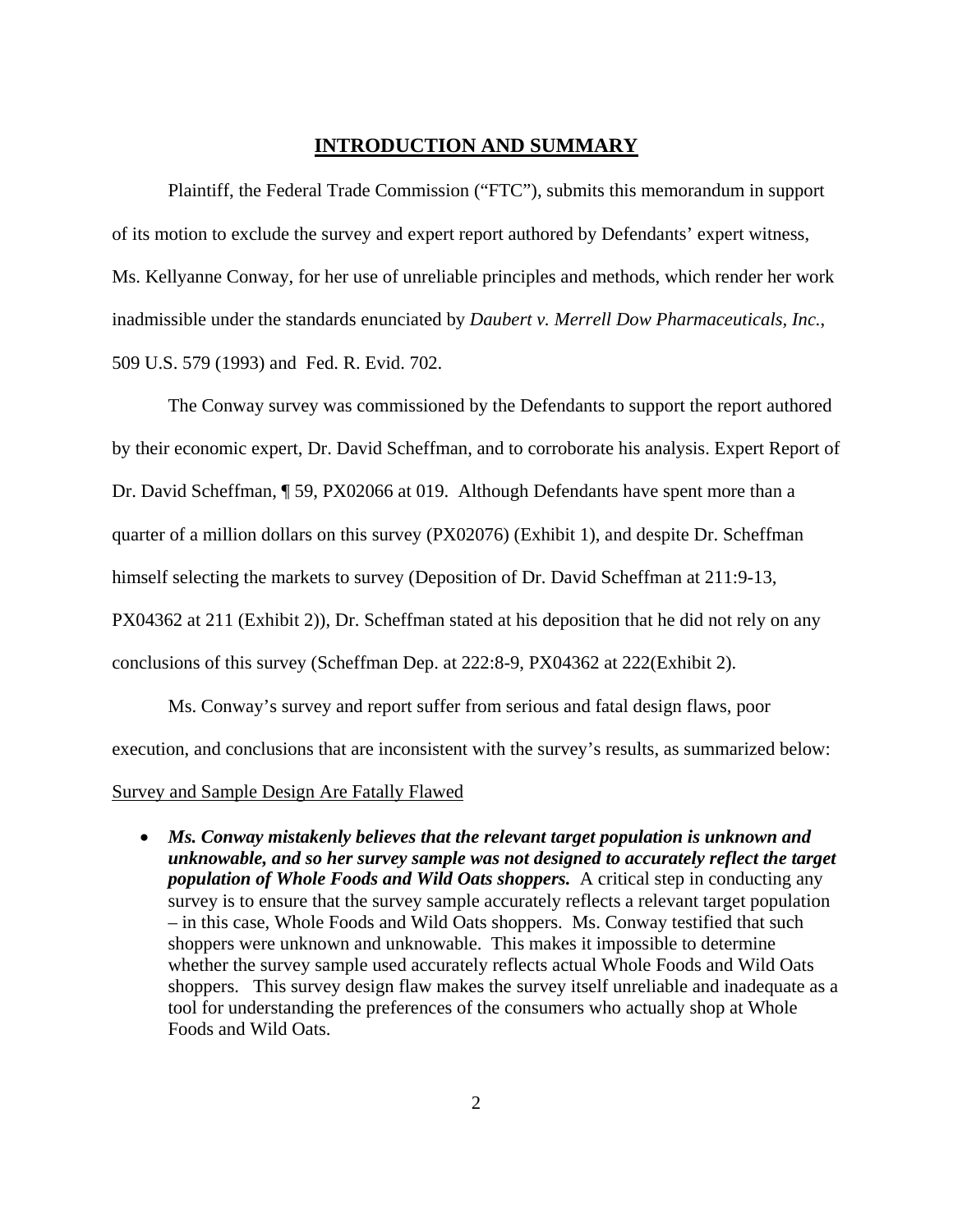## INTRODUCTION AND SUMMARY

Plaintiff, the Federal Trade Commission ("FTC"), submits this memorandum in support of its motion to exclude the survey and expert report authored by Defendants' expert witness, Ms. Kellyanne Conway, for her use of unreliable principles and methods, which render her work inadmissible under the standards enunciated by *Daubert v. Merrell Dow Pharmaceuticals, Inc.*, 509 U.S. 579 (1993) and Fed. R. Evid. 702.

The Conway survey was commissioned by the Defendants to support the report authored by their economic expert, Dr. David Scheffman, and to corroborate his analysis. Expert Report of Dr. David Scheffman, ¶ 59, PX02066 at 019. Although Defendants have spent more than a quarter of a million dollars on this survey (PX02076) (Exhibit 1), and despite Dr. Scheffman himself selecting the markets to survey (Deposition of Dr. David Scheffman at 211:9-13, PX04362 at 211 (Exhibit 2)), Dr. Scheffman stated at his deposition that he did not rely on any conclusions of this survey (Scheffman Dep. at 222:8-9, PX04362 at 222(Exhibit 2).

Ms. Conway's survey and report suffer from serious and fatal design flaws, poor execution, and conclusions that are inconsistent with the survey's results, as summarized below:

<u>Survey and Sample Design Are Fatally Flawed</u>

- ***Ms. Conway mistakenly believes that the relevant target population is unknown and unknowable, and so her survey sample was not designed to accurately reflect the target population of Whole Foods and Wild Oats shoppers.*** A critical step in conducting any survey is to ensure that the survey sample accurately reflects a relevant target population – in this case, Whole Foods and Wild Oats shoppers. Ms. Conway testified that such shoppers were unknown and unknowable. This makes it impossible to determine whether the survey sample used accurately reflects actual Whole Foods and Wild Oats shoppers. This survey design flaw makes the survey itself unreliable and inadequate as a tool for understanding the preferences of the consumers who actually shop at Whole Foods and Wild Oats.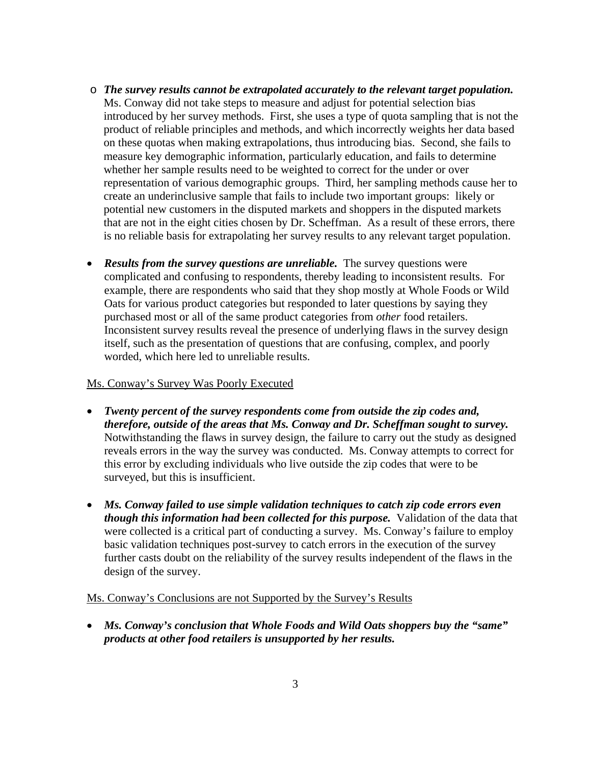- ***The survey results cannot be extrapolated accurately to the relevant target population.*** Ms. Conway did not take steps to measure and adjust for potential selection bias introduced by her survey methods. First, she uses a type of quota sampling that is not the product of reliable principles and methods, and which incorrectly weights her data based on these quotas when making extrapolations, thus introducing bias. Second, she fails to measure key demographic information, particularly education, and fails to determine whether her sample results need to be weighted to correct for the under or over representation of various demographic groups. Third, her sampling methods cause her to create an underinclusive sample that fails to include two important groups: likely or potential new customers in the disputed markets and shoppers in the disputed markets that are not in the eight cities chosen by Dr. Scheffman. As a result of these errors, there is no reliable basis for extrapolating her survey results to any relevant target population.

- ***Results from the survey questions are unreliable.*** The survey questions were complicated and confusing to respondents, thereby leading to inconsistent results. For example, there are respondents who said that they shop mostly at Whole Foods or Wild Oats for various product categories but responded to later questions by saying they purchased most or all of the same product categories from *other* food retailers. Inconsistent survey results reveal the presence of underlying flaws in the survey design itself, such as the presentation of questions that are confusing, complex, and poorly worded, which here led to unreliable results.

<u>Ms. Conway's Survey Was Poorly Executed</u>

- ***Twenty percent of the survey respondents come from outside the zip codes and, therefore, outside of the areas that Ms. Conway and Dr. Scheffman sought to survey.*** Notwithstanding the flaws in survey design, the failure to carry out the study as designed reveals errors in the way the survey was conducted. Ms. Conway attempts to correct for this error by excluding individuals who live outside the zip codes that were to be surveyed, but this is insufficient.

- ***Ms. Conway failed to use simple validation techniques to catch zip code errors even though this information had been collected for this purpose.*** Validation of the data that were collected is a critical part of conducting a survey. Ms. Conway's failure to employ basic validation techniques post-survey to catch errors in the execution of the survey further casts doubt on the reliability of the survey results independent of the flaws in the design of the survey.

<u>Ms. Conway's Conclusions are not Supported by the Survey's Results</u>

- ***Ms. Conway's conclusion that Whole Foods and Wild Oats shoppers buy the "same" products at other food retailers is unsupported by her results.***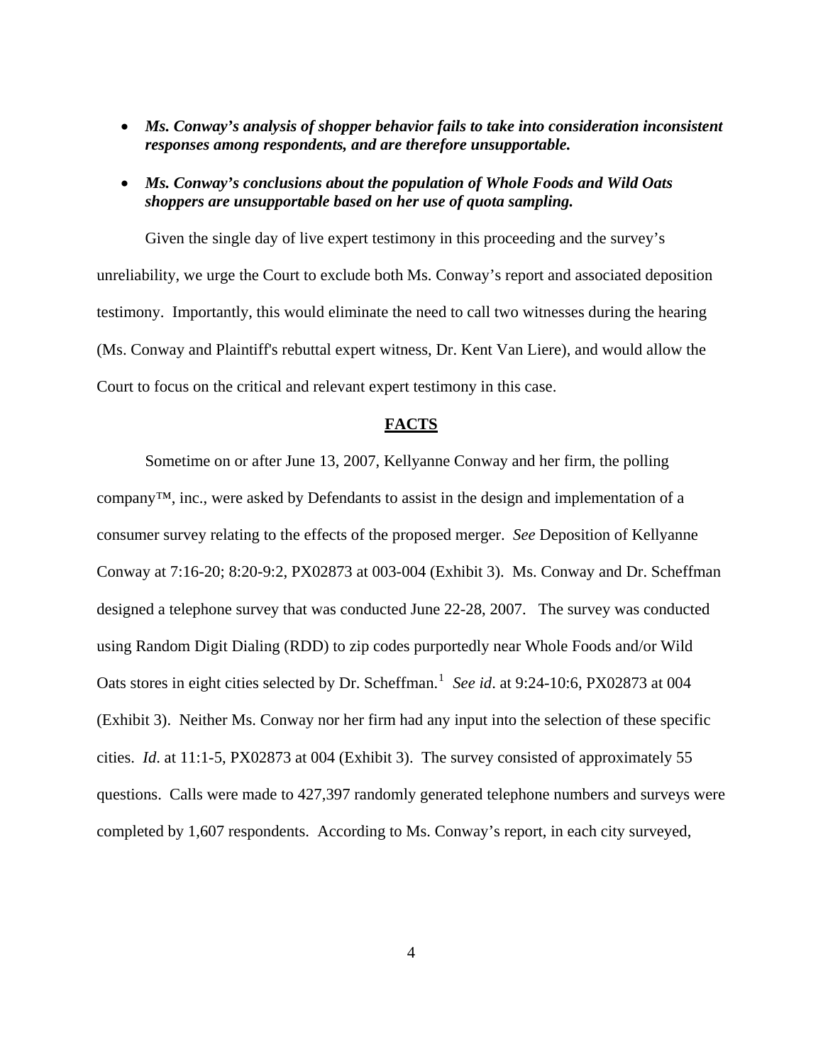- ***Ms. Conway's analysis of shopper behavior fails to take into consideration inconsistent responses among respondents, and are therefore unsupportable.***

- ***Ms. Conway's conclusions about the population of Whole Foods and Wild Oats shoppers are unsupportable based on her use of quota sampling.***

Given the single day of live expert testimony in this proceeding and the survey's unreliability, we urge the Court to exclude both Ms. Conway's report and associated deposition testimony. Importantly, this would eliminate the need to call two witnesses during the hearing (Ms. Conway and Plaintiff's rebuttal expert witness, Dr. Kent Van Liere), and would allow the Court to focus on the critical and relevant expert testimony in this case.

## FACTS

Sometime on or after June 13, 2007, Kellyanne Conway and her firm, the polling company™, inc., were asked by Defendants to assist in the design and implementation of a consumer survey relating to the effects of the proposed merger. *See* Deposition of Kellyanne Conway at 7:16-20; 8:20-9:2, PX02873 at 003-004 (Exhibit 3). Ms. Conway and Dr. Scheffman designed a telephone survey that was conducted June 22-28, 2007. The survey was conducted using Random Digit Dialing (RDD) to zip codes purportedly near Whole Foods and/or Wild Oats stores in eight cities selected by Dr. Scheffman.[1] *See id*. at 9:24-10:6, PX02873 at 004 (Exhibit 3). Neither Ms. Conway nor her firm had any input into the selection of these specific cities. *Id*. at 11:1-5, PX02873 at 004 (Exhibit 3). The survey consisted of approximately 55 questions. Calls were made to 427,397 randomly generated telephone numbers and surveys were completed by 1,607 respondents. According to Ms. Conway's report, in each city surveyed,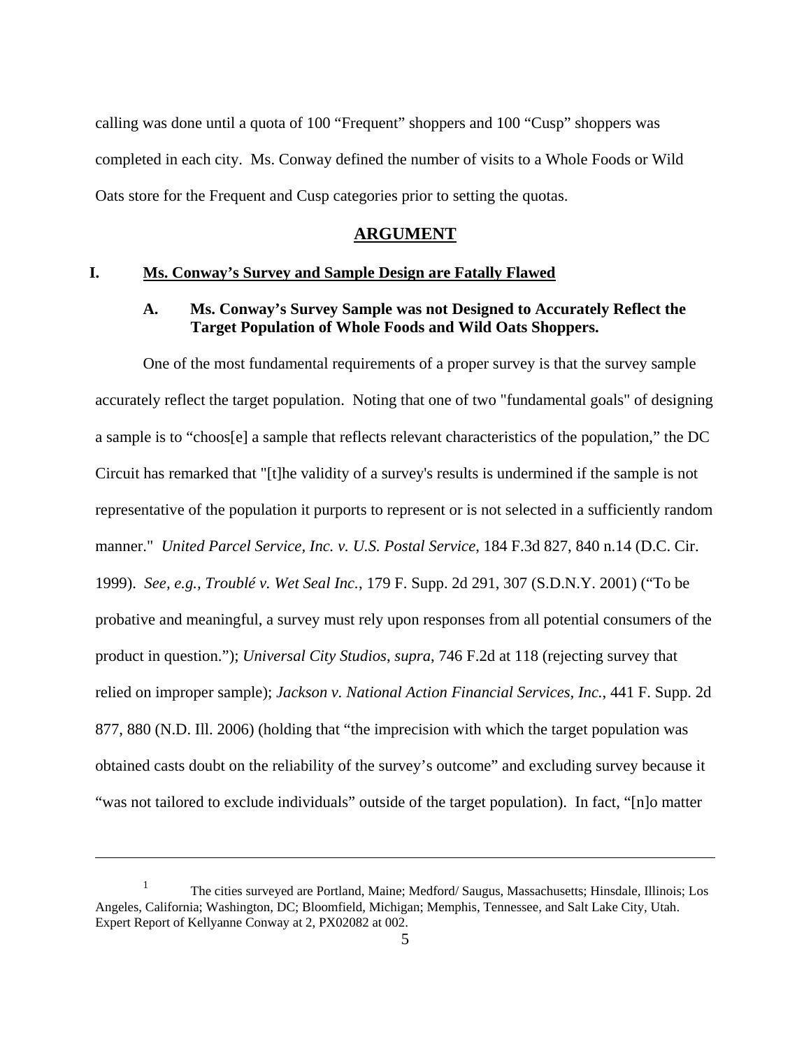calling was done until a quota of 100 "Frequent" shoppers and 100 "Cusp" shoppers was completed in each city. Ms. Conway defined the number of visits to a Whole Foods or Wild Oats store for the Frequent and Cusp categories prior to setting the quotas.

## ARGUMENT

### I. Ms. Conway's Survey and Sample Design are Fatally Flawed

#### A. Ms. Conway's Survey Sample was not Designed to Accurately Reflect the Target Population of Whole Foods and Wild Oats Shoppers.

One of the most fundamental requirements of a proper survey is that the survey sample accurately reflect the target population. Noting that one of two "fundamental goals" of designing a sample is to "choos[e] a sample that reflects relevant characteristics of the population," the DC Circuit has remarked that "[t]he validity of a survey's results is undermined if the sample is not representative of the population it purports to represent or is not selected in a sufficiently random manner." *United Parcel Service, Inc. v. U.S. Postal Service*, 184 F.3d 827, 840 n.14 (D.C. Cir. 1999). *See, e.g., Troublé v. Wet Seal Inc.*, 179 F. Supp. 2d 291, 307 (S.D.N.Y. 2001) ("To be probative and meaningful, a survey must rely upon responses from all potential consumers of the product in question."); *Universal City Studios*, *supra*, 746 F.2d at 118 (rejecting survey that relied on improper sample); *Jackson v. National Action Financial Services, Inc.*, 441 F. Supp. 2d 877, 880 (N.D. Ill. 2006) (holding that "the imprecision with which the target population was obtained casts doubt on the reliability of the survey's outcome" and excluding survey because it "was not tailored to exclude individuals" outside of the target population). In fact, "[n]o matter

---

[1] The cities surveyed are Portland, Maine; Medford/ Saugus, Massachusetts; Hinsdale, Illinois; Los Angeles, California; Washington, DC; Bloomfield, Michigan; Memphis, Tennessee, and Salt Lake City, Utah. Expert Report of Kellyanne Conway at 2, PX02082 at 002.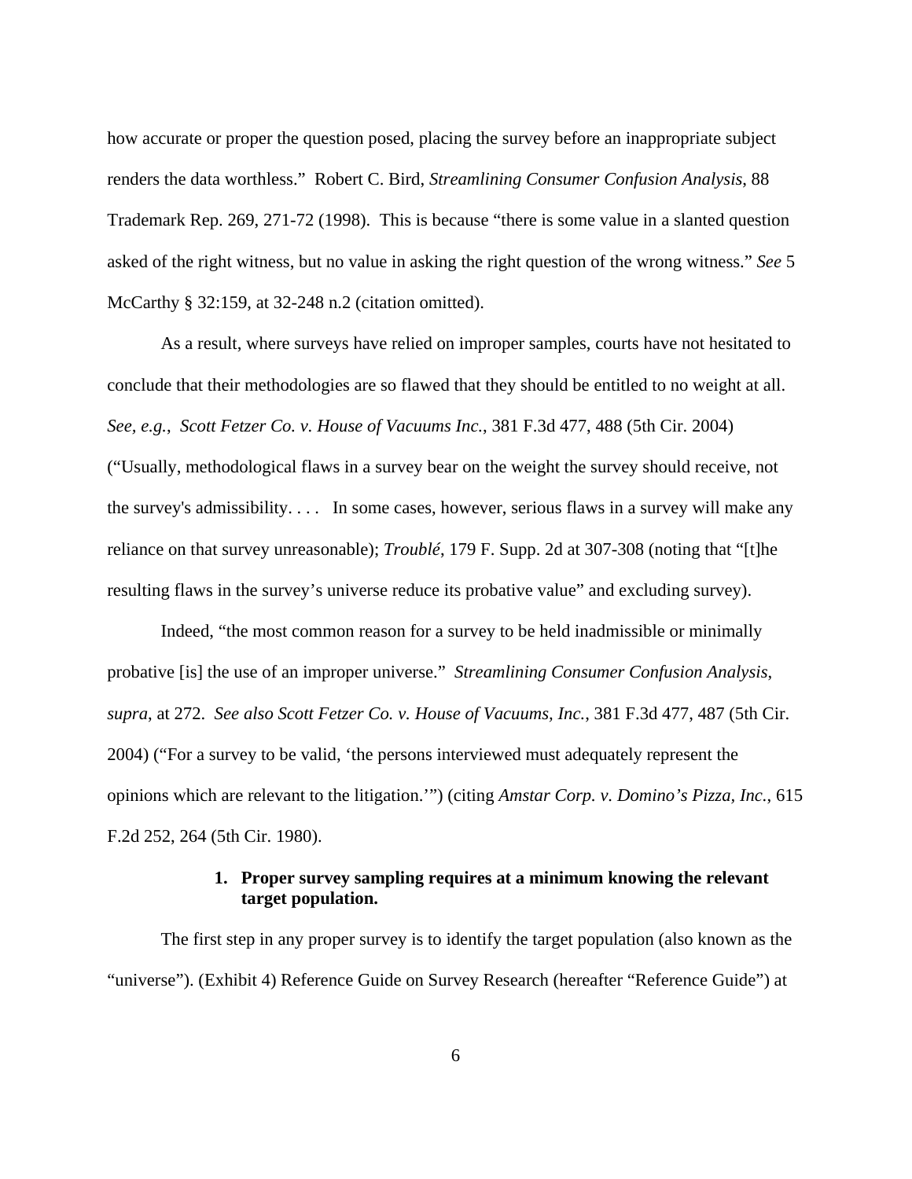how accurate or proper the question posed, placing the survey before an inappropriate subject renders the data worthless." Robert C. Bird, *Streamlining Consumer Confusion Analysis*, 88 Trademark Rep. 269, 271-72 (1998). This is because "there is some value in a slanted question asked of the right witness, but no value in asking the right question of the wrong witness." *See* 5 McCarthy § 32:159, at 32-248 n.2 (citation omitted).

As a result, where surveys have relied on improper samples, courts have not hesitated to conclude that their methodologies are so flawed that they should be entitled to no weight at all. *See, e.g.*, *Scott Fetzer Co. v. House of Vacuums Inc.*, 381 F.3d 477, 488 (5th Cir. 2004) ("Usually, methodological flaws in a survey bear on the weight the survey should receive, not the survey's admissibility. . . . In some cases, however, serious flaws in a survey will make any reliance on that survey unreasonable); *Troublé*, 179 F. Supp. 2d at 307-308 (noting that "[t]he resulting flaws in the survey's universe reduce its probative value" and excluding survey).

Indeed, "the most common reason for a survey to be held inadmissible or minimally probative [is] the use of an improper universe." *Streamlining Consumer Confusion Analysis*, *supra*, at 272. *See also Scott Fetzer Co. v. House of Vacuums, Inc.*, 381 F.3d 477, 487 (5th Cir. 2004) ("For a survey to be valid, 'the persons interviewed must adequately represent the opinions which are relevant to the litigation.'") (citing *Amstar Corp. v. Domino's Pizza, Inc.*, 615 F.2d 252, 264 (5th Cir. 1980).

### 1. Proper survey sampling requires at a minimum knowing the relevant target population.

The first step in any proper survey is to identify the target population (also known as the "universe"). (Exhibit 4) Reference Guide on Survey Research (hereafter "Reference Guide") at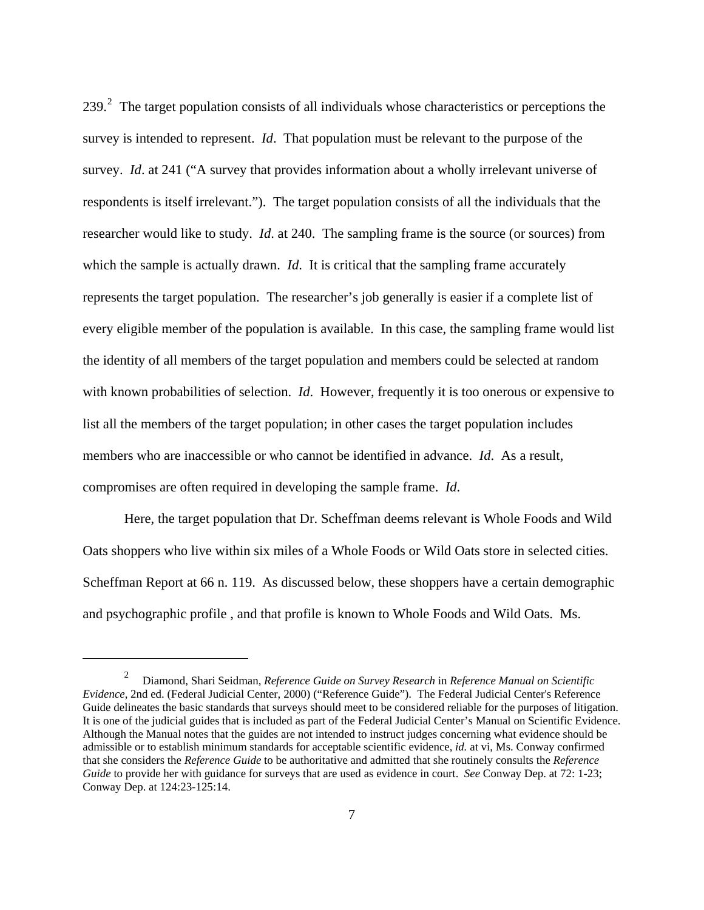239.[2] The target population consists of all individuals whose characteristics or perceptions the survey is intended to represent. *Id*. That population must be relevant to the purpose of the survey. *Id*. at 241 ("A survey that provides information about a wholly irrelevant universe of respondents is itself irrelevant."). The target population consists of all the individuals that the researcher would like to study. *Id*. at 240. The sampling frame is the source (or sources) from which the sample is actually drawn. *Id*. It is critical that the sampling frame accurately represents the target population. The researcher's job generally is easier if a complete list of every eligible member of the population is available. In this case, the sampling frame would list the identity of all members of the target population and members could be selected at random with known probabilities of selection. *Id*. However, frequently it is too onerous or expensive to list all the members of the target population; in other cases the target population includes members who are inaccessible or who cannot be identified in advance. *Id*. As a result, compromises are often required in developing the sample frame. *Id*.

Here, the target population that Dr. Scheffman deems relevant is Whole Foods and Wild Oats shoppers who live within six miles of a Whole Foods or Wild Oats store in selected cities. Scheffman Report at 66 n. 119. As discussed below, these shoppers have a certain demographic and psychographic profile , and that profile is known to Whole Foods and Wild Oats. Ms.

---

[2] Diamond, Shari Seidman, *Reference Guide on Survey Research* in *Reference Manual on Scientific Evidence*, 2nd ed. (Federal Judicial Center, 2000) ("Reference Guide"). The Federal Judicial Center's Reference Guide delineates the basic standards that surveys should meet to be considered reliable for the purposes of litigation. It is one of the judicial guides that is included as part of the Federal Judicial Center's Manual on Scientific Evidence. Although the Manual notes that the guides are not intended to instruct judges concerning what evidence should be admissible or to establish minimum standards for acceptable scientific evidence, *id.* at vi, Ms. Conway confirmed that she considers the *Reference Guide* to be authoritative and admitted that she routinely consults the *Reference Guide* to provide her with guidance for surveys that are used as evidence in court. *See* Conway Dep. at 72: 1-23; Conway Dep. at 124:23-125:14.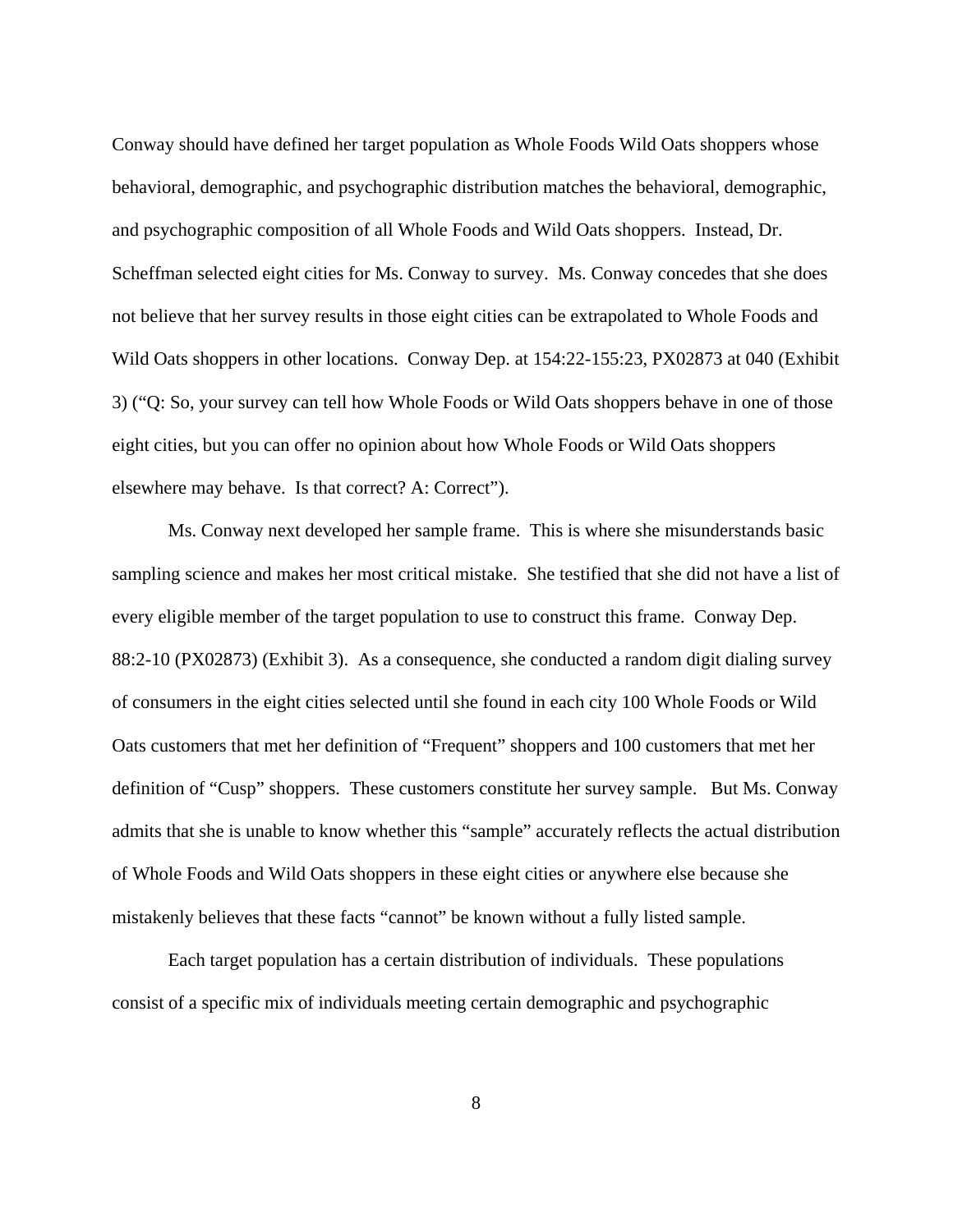Conway should have defined her target population as Whole Foods Wild Oats shoppers whose behavioral, demographic, and psychographic distribution matches the behavioral, demographic, and psychographic composition of all Whole Foods and Wild Oats shoppers. Instead, Dr. Scheffman selected eight cities for Ms. Conway to survey. Ms. Conway concedes that she does not believe that her survey results in those eight cities can be extrapolated to Whole Foods and Wild Oats shoppers in other locations. Conway Dep. at 154:22-155:23, PX02873 at 040 (Exhibit 3) ("Q: So, your survey can tell how Whole Foods or Wild Oats shoppers behave in one of those eight cities, but you can offer no opinion about how Whole Foods or Wild Oats shoppers elsewhere may behave. Is that correct? A: Correct").

Ms. Conway next developed her sample frame. This is where she misunderstands basic sampling science and makes her most critical mistake. She testified that she did not have a list of every eligible member of the target population to use to construct this frame. Conway Dep. 88:2-10 (PX02873) (Exhibit 3). As a consequence, she conducted a random digit dialing survey of consumers in the eight cities selected until she found in each city 100 Whole Foods or Wild Oats customers that met her definition of "Frequent" shoppers and 100 customers that met her definition of "Cusp" shoppers. These customers constitute her survey sample. But Ms. Conway admits that she is unable to know whether this "sample" accurately reflects the actual distribution of Whole Foods and Wild Oats shoppers in these eight cities or anywhere else because she mistakenly believes that these facts "cannot" be known without a fully listed sample.

Each target population has a certain distribution of individuals. These populations consist of a specific mix of individuals meeting certain demographic and psychographic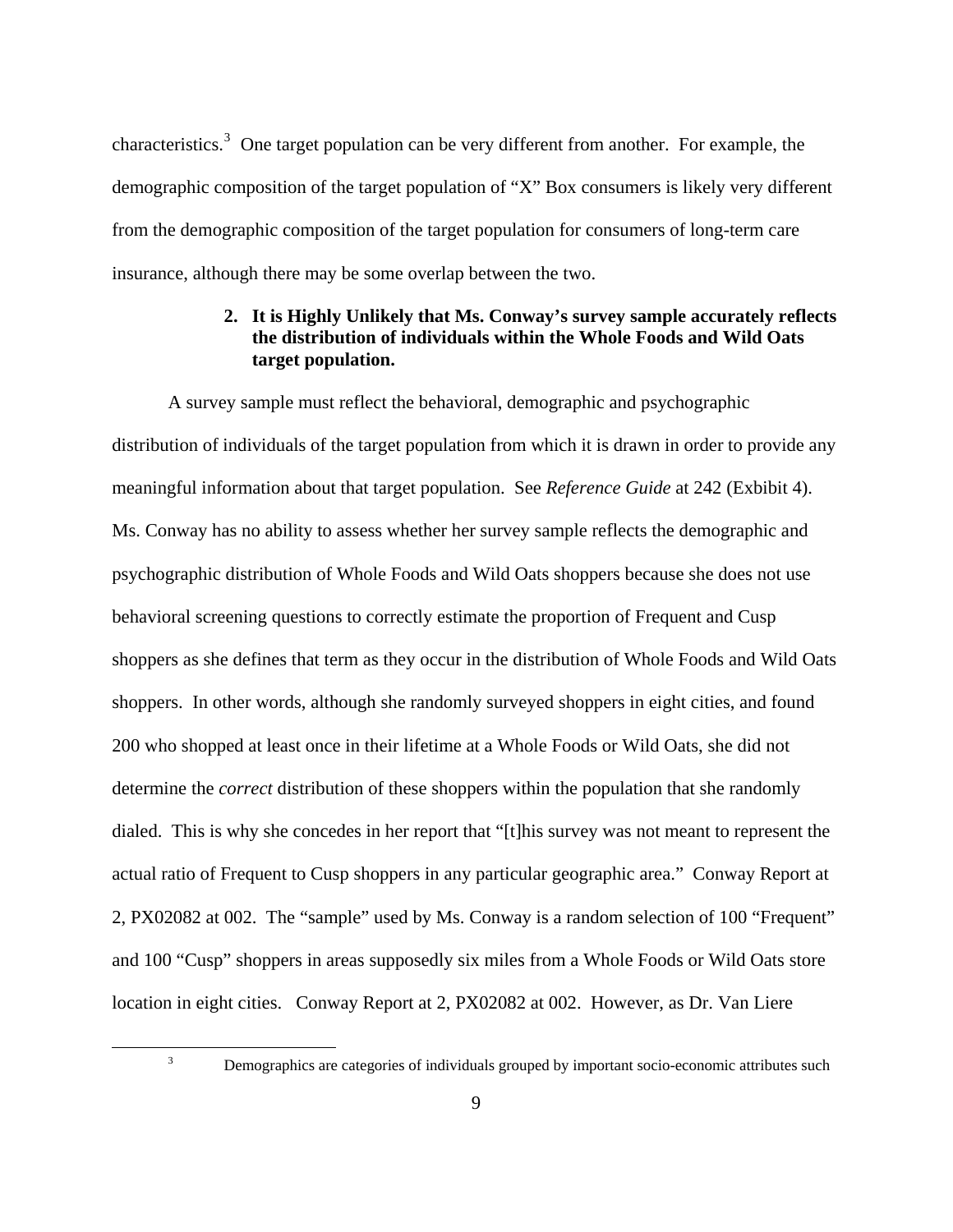characteristics.[3] One target population can be very different from another. For example, the demographic composition of the target population of "X" Box consumers is likely very different from the demographic composition of the target population for consumers of long-term care insurance, although there may be some overlap between the two.

**2. It is Highly Unlikely that Ms. Conway's survey sample accurately reflects the distribution of individuals within the Whole Foods and Wild Oats target population.**

A survey sample must reflect the behavioral, demographic and psychographic distribution of individuals of the target population from which it is drawn in order to provide any meaningful information about that target population. See *Reference Guide* at 242 (Exhibit 4). Ms. Conway has no ability to assess whether her survey sample reflects the demographic and psychographic distribution of Whole Foods and Wild Oats shoppers because she does not use behavioral screening questions to correctly estimate the proportion of Frequent and Cusp shoppers as she defines that term as they occur in the distribution of Whole Foods and Wild Oats shoppers. In other words, although she randomly surveyed shoppers in eight cities, and found 200 who shopped at least once in their lifetime at a Whole Foods or Wild Oats, she did not determine the *correct* distribution of these shoppers within the population that she randomly dialed. This is why she concedes in her report that "[t]his survey was not meant to represent the actual ratio of Frequent to Cusp shoppers in any particular geographic area." Conway Report at 2, PX02082 at 002. The "sample" used by Ms. Conway is a random selection of 100 "Frequent" and 100 "Cusp" shoppers in areas supposedly six miles from a Whole Foods or Wild Oats store location in eight cities. Conway Report at 2, PX02082 at 002. However, as Dr. Van Liere

---

[3] Demographics are categories of individuals grouped by important socio-economic attributes such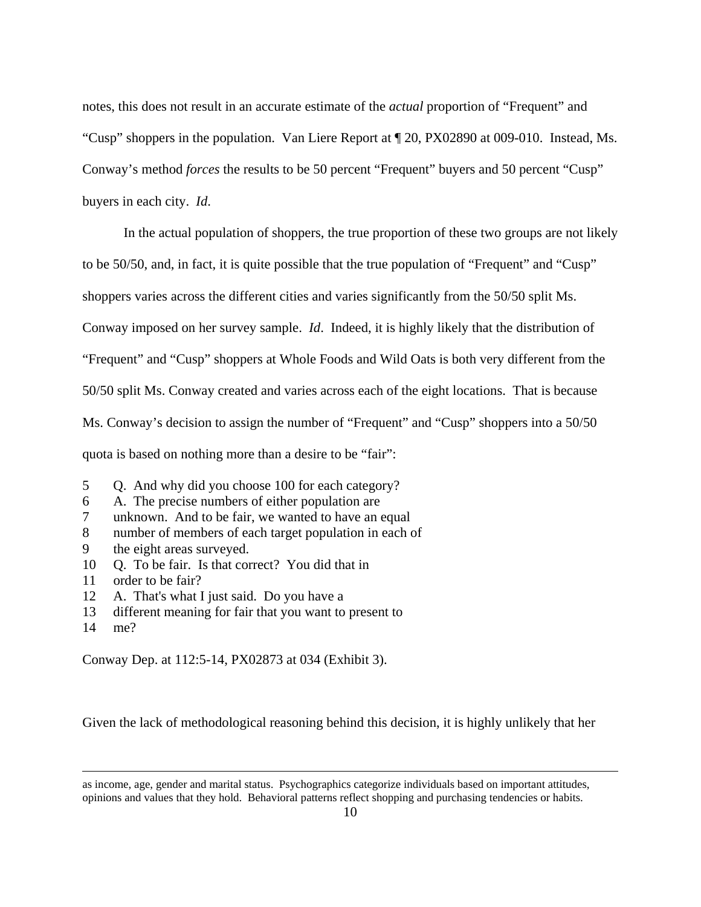notes, this does not result in an accurate estimate of the *actual* proportion of "Frequent" and "Cusp" shoppers in the population. Van Liere Report at ¶ 20, PX02890 at 009-010. Instead, Ms. Conway's method *forces* the results to be 50 percent "Frequent" buyers and 50 percent "Cusp" buyers in each city. *Id*.

In the actual population of shoppers, the true proportion of these two groups are not likely to be 50/50, and, in fact, it is quite possible that the true population of "Frequent" and "Cusp" shoppers varies across the different cities and varies significantly from the 50/50 split Ms. Conway imposed on her survey sample. *Id*. Indeed, it is highly likely that the distribution of "Frequent" and "Cusp" shoppers at Whole Foods and Wild Oats is both very different from the 50/50 split Ms. Conway created and varies across each of the eight locations. That is because Ms. Conway's decision to assign the number of "Frequent" and "Cusp" shoppers into a 50/50 quota is based on nothing more than a desire to be "fair":

```
5    Q. And why did you choose 100 for each category?
6    A. The precise numbers of either population are
7    unknown. And to be fair, we wanted to have an equal
8    number of members of each target population in each of
9    the eight areas surveyed.
10   Q. To be fair. Is that correct? You did that in
11   order to be fair?
12   A. That's what I just said. Do you have a
13   different meaning for fair that you want to present to
14   me?
```

Conway Dep. at 112:5-14, PX02873 at 034 (Exhibit 3).

Given the lack of methodological reasoning behind this decision, it is highly unlikely that her

---

as income, age, gender and marital status. Psychographics categorize individuals based on important attitudes, opinions and values that they hold. Behavioral patterns reflect shopping and purchasing tendencies or habits.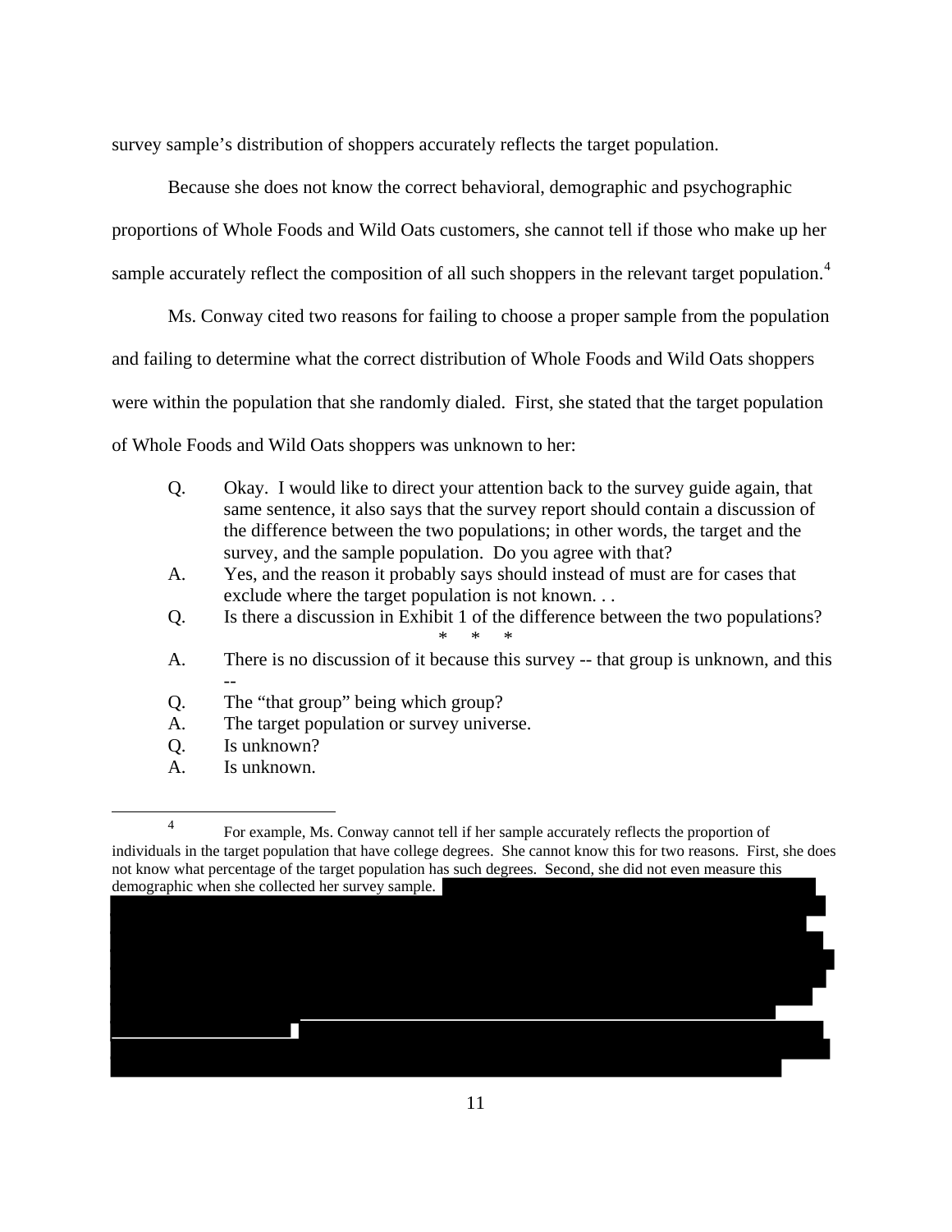survey sample's distribution of shoppers accurately reflects the target population.

Because she does not know the correct behavioral, demographic and psychographic proportions of Whole Foods and Wild Oats customers, she cannot tell if those who make up her sample accurately reflect the composition of all such shoppers in the relevant target population.[4]

Ms. Conway cited two reasons for failing to choose a proper sample from the population and failing to determine what the correct distribution of Whole Foods and Wild Oats shoppers were within the population that she randomly dialed. First, she stated that the target population of Whole Foods and Wild Oats shoppers was unknown to her:

> Q. Okay. I would like to direct your attention back to the survey guide again, that same sentence, it also says that the survey report should contain a discussion of the difference between the two populations; in other words, the target and the survey, and the sample population. Do you agree with that?
>
> A. Yes, and the reason it probably says should instead of must are for cases that exclude where the target population is not known. . .
>
> Q. Is there a discussion in Exhibit 1 of the difference between the two populations?
>
> \* \* \*
>
> A. There is no discussion of it because this survey -- that group is unknown, and this --
>
> Q. The "that group" being which group?
>
> A. The target population or survey universe.
>
> Q. Is unknown?
>
> A. Is unknown.

---

[4] For example, Ms. Conway cannot tell if her sample accurately reflects the proportion of individuals in the target population that have college degrees. She cannot know this for two reasons. First, she does not know what percentage of the target population has such degrees. Second, she did not even measure this demographic when she collected her survey sample.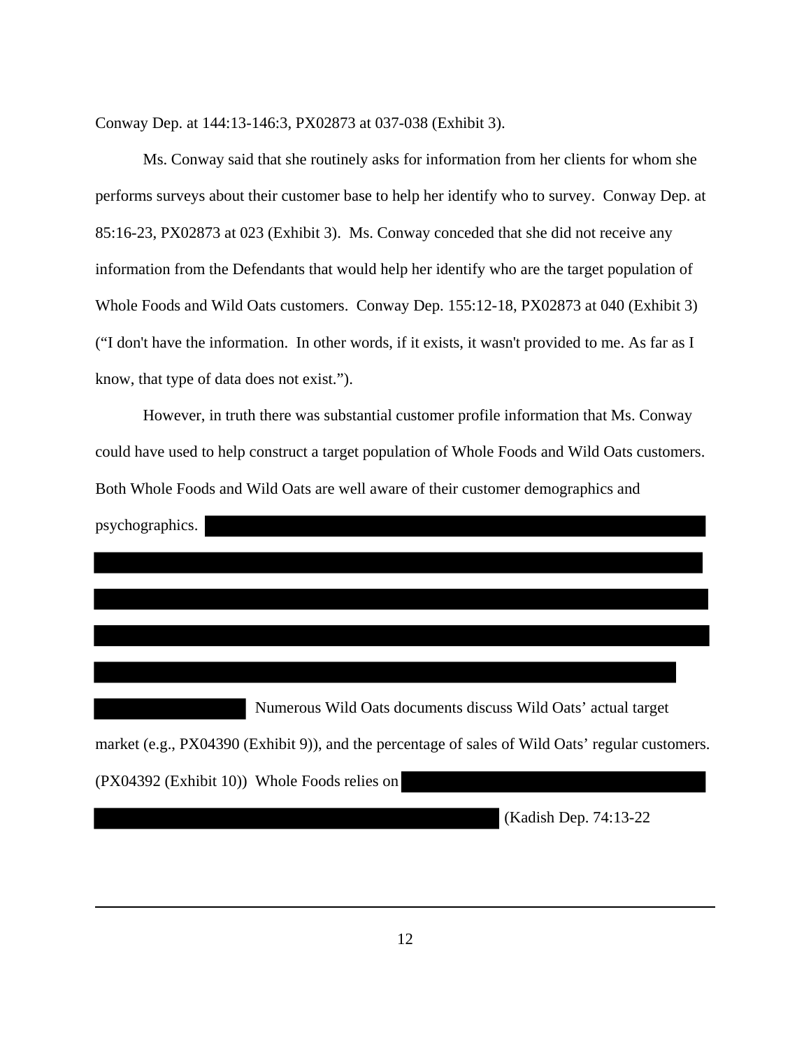Conway Dep. at 144:13-146:3, PX02873 at 037-038 (Exhibit 3).

Ms. Conway said that she routinely asks for information from her clients for whom she performs surveys about their customer base to help her identify who to survey. Conway Dep. at 85:16-23, PX02873 at 023 (Exhibit 3). Ms. Conway conceded that she did not receive any information from the Defendants that would help her identify who are the target population of Whole Foods and Wild Oats customers. Conway Dep. 155:12-18, PX02873 at 040 (Exhibit 3) ("I don't have the information. In other words, if it exists, it wasn't provided to me. As far as I know, that type of data does not exist.").

However, in truth there was substantial customer profile information that Ms. Conway could have used to help construct a target population of Whole Foods and Wild Oats customers. Both Whole Foods and Wild Oats are well aware of their customer demographics and psychographics. [REDACTED] Numerous Wild Oats documents discuss Wild Oats' actual target market (e.g., PX04390 (Exhibit 9)), and the percentage of sales of Wild Oats' regular customers. (PX04392 (Exhibit 10)) Whole Foods relies on [REDACTED] (Kadish Dep. 74:13-22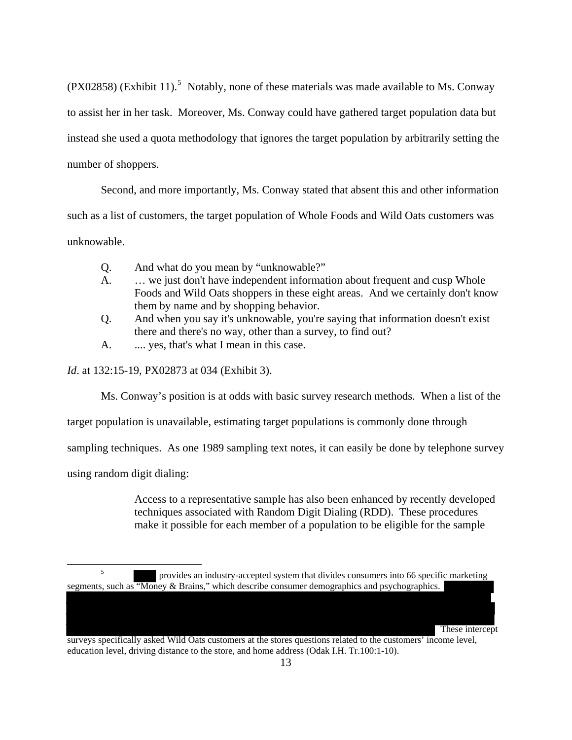(PX02858) (Exhibit 11).[5] Notably, none of these materials was made available to Ms. Conway to assist her in her task. Moreover, Ms. Conway could have gathered target population data but instead she used a quota methodology that ignores the target population by arbitrarily setting the number of shoppers.

Second, and more importantly, Ms. Conway stated that absent this and other information such as a list of customers, the target population of Whole Foods and Wild Oats customers was unknowable.

> Q. And what do you mean by "unknowable?"
>
> A. … we just don't have independent information about frequent and cusp Whole Foods and Wild Oats shoppers in these eight areas. And we certainly don't know them by name and by shopping behavior.
>
> Q. And when you say it's unknowable, you're saying that information doesn't exist there and there's no way, other than a survey, to find out?
>
> A. .... yes, that's what I mean in this case.

*Id*. at 132:15-19, PX02873 at 034 (Exhibit 3).

Ms. Conway's position is at odds with basic survey research methods. When a list of the target population is unavailable, estimating target populations is commonly done through sampling techniques. As one 1989 sampling text notes, it can easily be done by telephone survey using random digit dialing:

> Access to a representative sample has also been enhanced by recently developed techniques associated with Random Digit Dialing (RDD). These procedures make it possible for each member of a population to be eligible for the sample

---

[5] [REDACTED] provides an industry-accepted system that divides consumers into 66 specific marketing segments, such as "Money & Brains," which describe consumer demographics and psychographics. [REDACTED] These intercept surveys specifically asked Wild Oats customers at the stores questions related to the customers' income level, education level, driving distance to the store, and home address (Odak I.H. Tr.100:1-10).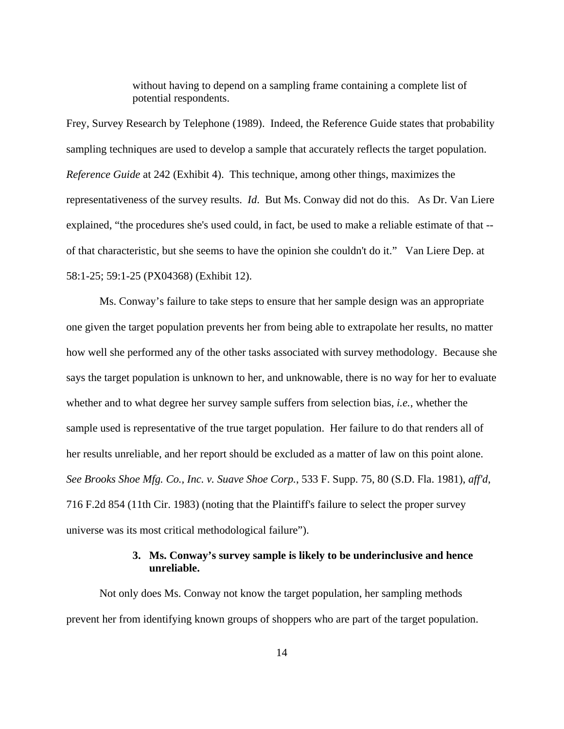> without having to depend on a sampling frame containing a complete list of potential respondents.

Frey, Survey Research by Telephone (1989). Indeed, the Reference Guide states that probability sampling techniques are used to develop a sample that accurately reflects the target population. *Reference Guide* at 242 (Exhibit 4). This technique, among other things, maximizes the representativeness of the survey results. *Id*. But Ms. Conway did not do this. As Dr. Van Liere explained, "the procedures she's used could, in fact, be used to make a reliable estimate of that -- of that characteristic, but she seems to have the opinion she couldn't do it." Van Liere Dep. at 58:1-25; 59:1-25 (PX04368) (Exhibit 12).

Ms. Conway's failure to take steps to ensure that her sample design was an appropriate one given the target population prevents her from being able to extrapolate her results, no matter how well she performed any of the other tasks associated with survey methodology. Because she says the target population is unknown to her, and unknowable, there is no way for her to evaluate whether and to what degree her survey sample suffers from selection bias, *i.e.*, whether the sample used is representative of the true target population. Her failure to do that renders all of her results unreliable, and her report should be excluded as a matter of law on this point alone. *See Brooks Shoe Mfg. Co., Inc. v. Suave Shoe Corp.*, 533 F. Supp. 75, 80 (S.D. Fla. 1981), *aff'd*, 716 F.2d 854 (11th Cir. 1983) (noting that the Plaintiff's failure to select the proper survey universe was its most critical methodological failure").

### 3. Ms. Conway's survey sample is likely to be underinclusive and hence unreliable.

Not only does Ms. Conway not know the target population, her sampling methods prevent her from identifying known groups of shoppers who are part of the target population.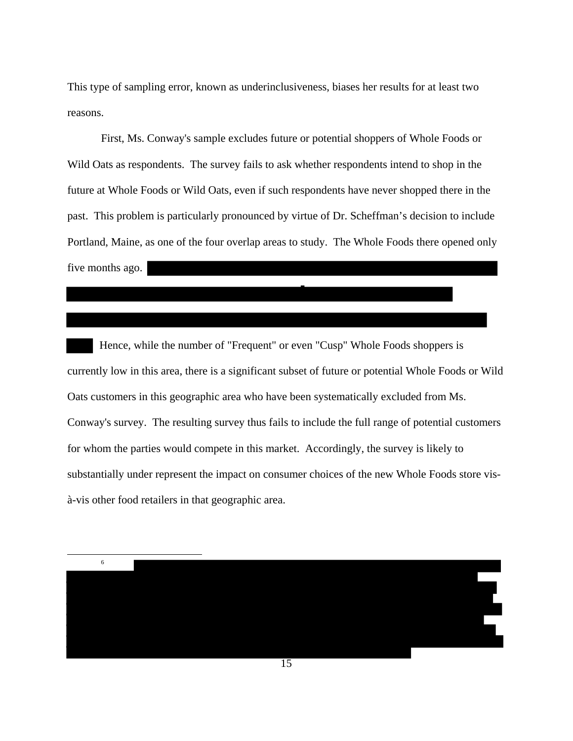This type of sampling error, known as underinclusiveness, biases her results for at least two reasons.

First, Ms. Conway's sample excludes future or potential shoppers of Whole Foods or Wild Oats as respondents. The survey fails to ask whether respondents intend to shop in the future at Whole Foods or Wild Oats, even if such respondents have never shopped there in the past. This problem is particularly pronounced by virtue of Dr. Scheffman's decision to include Portland, Maine, as one of the four overlap areas to study. The Whole Foods there opened only five months ago. [REDACTED] Hence, while the number of "Frequent" or even "Cusp" Whole Foods shoppers is currently low in this area, there is a significant subset of future or potential Whole Foods or Wild Oats customers in this geographic area who have been systematically excluded from Ms. Conway's survey. The resulting survey thus fails to include the full range of potential customers for whom the parties would compete in this market. Accordingly, the survey is likely to substantially under represent the impact on consumer choices of the new Whole Foods store vis-à-vis other food retailers in that geographic area.

---

[6] [REDACTED]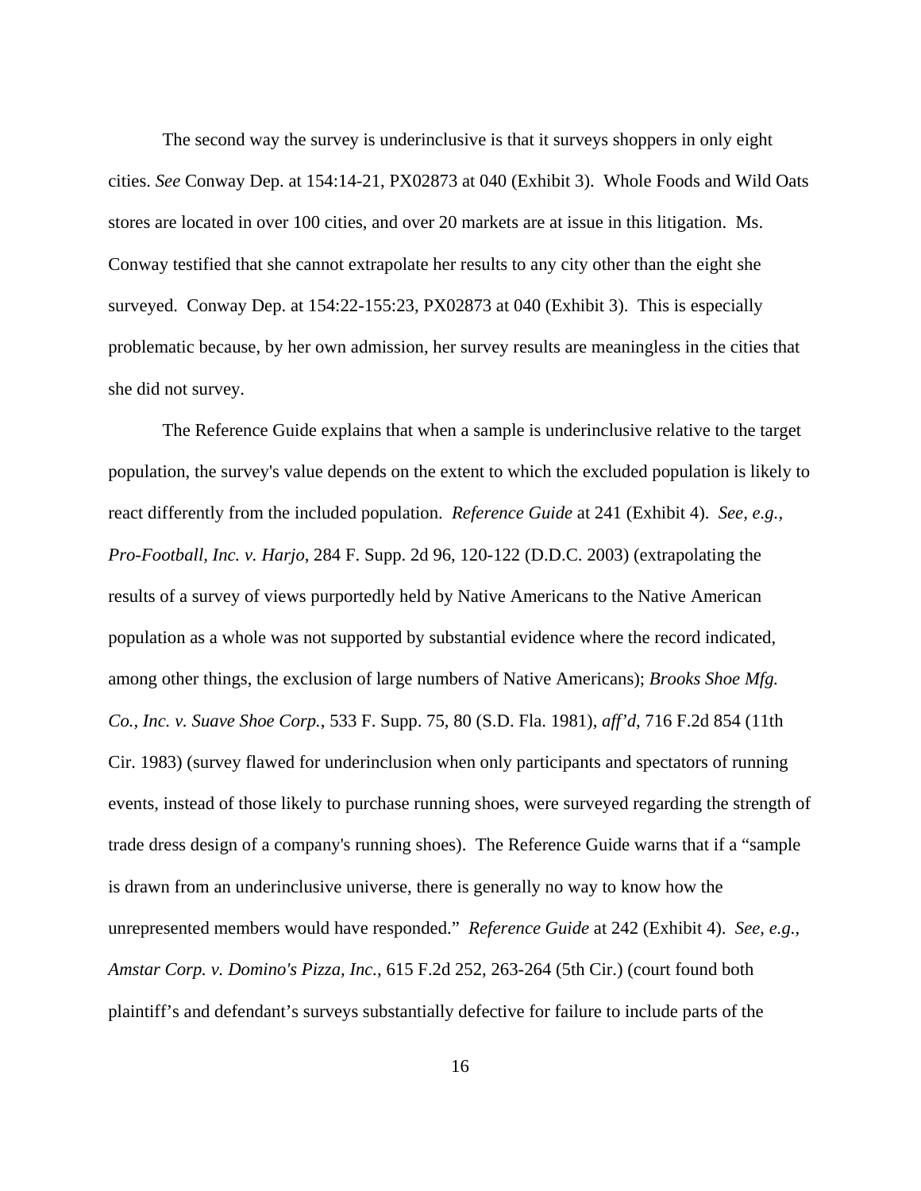The second way the survey is underinclusive is that it surveys shoppers in only eight cities. *See* Conway Dep. at 154:14-21, PX02873 at 040 (Exhibit 3). Whole Foods and Wild Oats stores are located in over 100 cities, and over 20 markets are at issue in this litigation. Ms. Conway testified that she cannot extrapolate her results to any city other than the eight she surveyed. Conway Dep. at 154:22-155:23, PX02873 at 040 (Exhibit 3). This is especially problematic because, by her own admission, her survey results are meaningless in the cities that she did not survey.

The Reference Guide explains that when a sample is underinclusive relative to the target population, the survey's value depends on the extent to which the excluded population is likely to react differently from the included population. *Reference Guide* at 241 (Exhibit 4). *See, e.g., Pro-Football, Inc. v. Harjo*, 284 F. Supp. 2d 96, 120-122 (D.D.C. 2003) (extrapolating the results of a survey of views purportedly held by Native Americans to the Native American population as a whole was not supported by substantial evidence where the record indicated, among other things, the exclusion of large numbers of Native Americans); *Brooks Shoe Mfg. Co., Inc. v. Suave Shoe Corp.*, 533 F. Supp. 75, 80 (S.D. Fla. 1981), *aff'd*, 716 F.2d 854 (11th Cir. 1983) (survey flawed for underinclusion when only participants and spectators of running events, instead of those likely to purchase running shoes, were surveyed regarding the strength of trade dress design of a company's running shoes). The Reference Guide warns that if a "sample is drawn from an underinclusive universe, there is generally no way to know how the unrepresented members would have responded." *Reference Guide* at 242 (Exhibit 4). *See, e.g., Amstar Corp. v. Domino's Pizza, Inc.*, 615 F.2d 252, 263-264 (5th Cir.) (court found both plaintiff's and defendant's surveys substantially defective for failure to include parts of the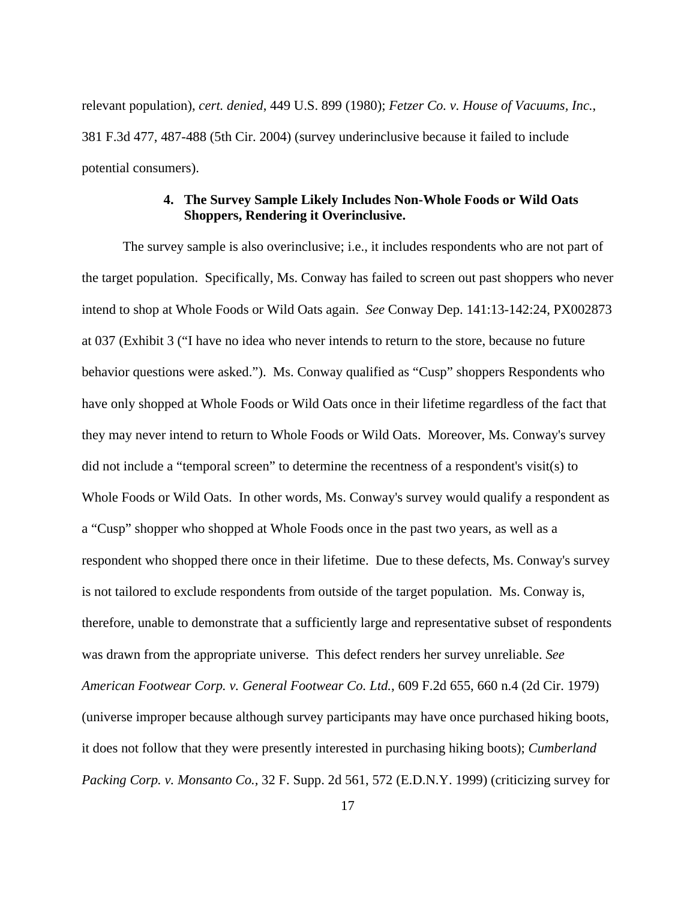relevant population), *cert. denied*, 449 U.S. 899 (1980); *Fetzer Co. v. House of Vacuums, Inc.*, 381 F.3d 477, 487-488 (5th Cir. 2004) (survey underinclusive because it failed to include potential consumers).

#### 4. The Survey Sample Likely Includes Non-Whole Foods or Wild Oats Shoppers, Rendering it Overinclusive.

The survey sample is also overinclusive; i.e., it includes respondents who are not part of the target population. Specifically, Ms. Conway has failed to screen out past shoppers who never intend to shop at Whole Foods or Wild Oats again. *See* Conway Dep. 141:13-142:24, PX002873 at 037 (Exhibit 3 ("I have no idea who never intends to return to the store, because no future behavior questions were asked."). Ms. Conway qualified as "Cusp" shoppers Respondents who have only shopped at Whole Foods or Wild Oats once in their lifetime regardless of the fact that they may never intend to return to Whole Foods or Wild Oats. Moreover, Ms. Conway's survey did not include a "temporal screen" to determine the recentness of a respondent's visit(s) to Whole Foods or Wild Oats. In other words, Ms. Conway's survey would qualify a respondent as a "Cusp" shopper who shopped at Whole Foods once in the past two years, as well as a respondent who shopped there once in their lifetime. Due to these defects, Ms. Conway's survey is not tailored to exclude respondents from outside of the target population. Ms. Conway is, therefore, unable to demonstrate that a sufficiently large and representative subset of respondents was drawn from the appropriate universe. This defect renders her survey unreliable. *See American Footwear Corp. v. General Footwear Co. Ltd.*, 609 F.2d 655, 660 n.4 (2d Cir. 1979) (universe improper because although survey participants may have once purchased hiking boots, it does not follow that they were presently interested in purchasing hiking boots); *Cumberland Packing Corp. v. Monsanto Co.,* 32 F. Supp. 2d 561, 572 (E.D.N.Y. 1999) (criticizing survey for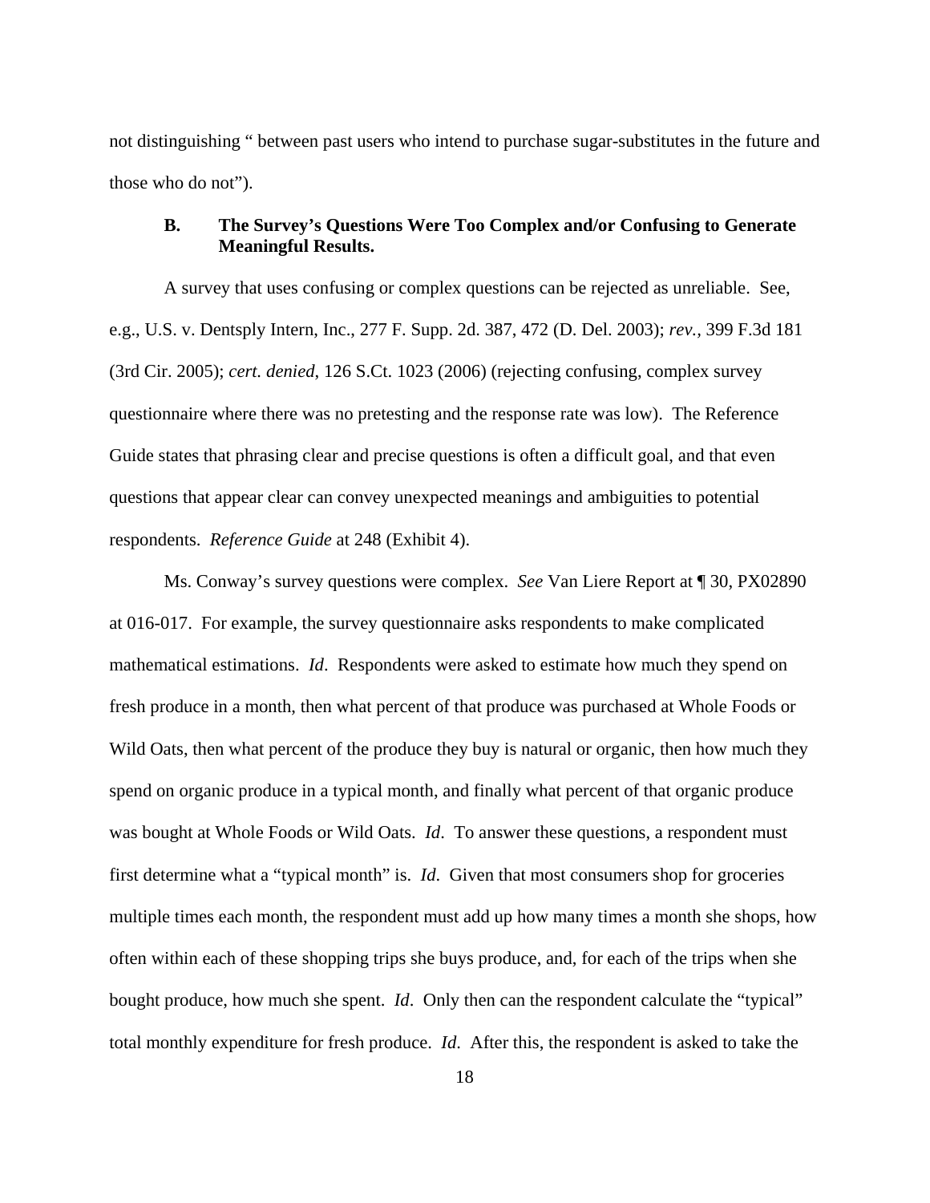not distinguishing " between past users who intend to purchase sugar-substitutes in the future and those who do not").

### B. The Survey's Questions Were Too Complex and/or Confusing to Generate Meaningful Results.

A survey that uses confusing or complex questions can be rejected as unreliable. See, e.g., U.S. v. Dentsply Intern, Inc., 277 F. Supp. 2d. 387, 472 (D. Del. 2003); *rev.*, 399 F.3d 181 (3rd Cir. 2005); *cert. denied*, 126 S.Ct. 1023 (2006) (rejecting confusing, complex survey questionnaire where there was no pretesting and the response rate was low). The Reference Guide states that phrasing clear and precise questions is often a difficult goal, and that even questions that appear clear can convey unexpected meanings and ambiguities to potential respondents. *Reference Guide* at 248 (Exhibit 4).

Ms. Conway's survey questions were complex. *See* Van Liere Report at ¶ 30, PX02890 at 016-017. For example, the survey questionnaire asks respondents to make complicated mathematical estimations. *Id*. Respondents were asked to estimate how much they spend on fresh produce in a month, then what percent of that produce was purchased at Whole Foods or Wild Oats, then what percent of the produce they buy is natural or organic, then how much they spend on organic produce in a typical month, and finally what percent of that organic produce was bought at Whole Foods or Wild Oats. *Id*. To answer these questions, a respondent must first determine what a "typical month" is. *Id*. Given that most consumers shop for groceries multiple times each month, the respondent must add up how many times a month she shops, how often within each of these shopping trips she buys produce, and, for each of the trips when she bought produce, how much she spent. *Id*. Only then can the respondent calculate the "typical" total monthly expenditure for fresh produce. *Id*. After this, the respondent is asked to take the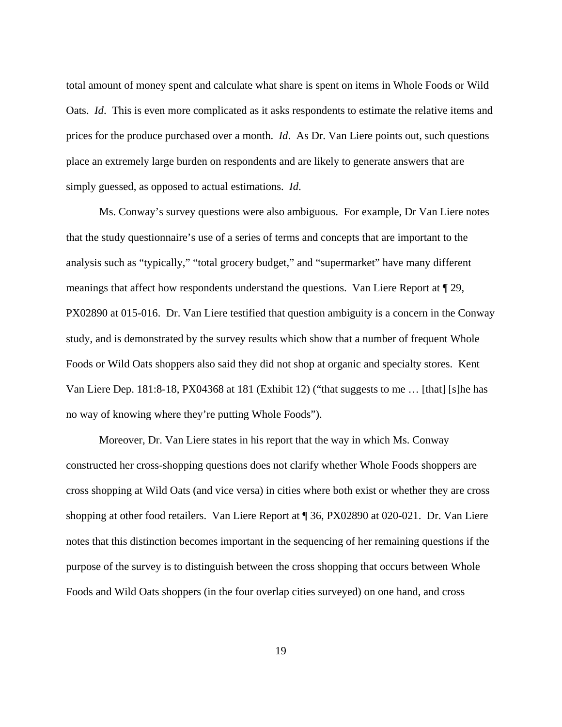total amount of money spent and calculate what share is spent on items in Whole Foods or Wild Oats. *Id*. This is even more complicated as it asks respondents to estimate the relative items and prices for the produce purchased over a month. *Id*. As Dr. Van Liere points out, such questions place an extremely large burden on respondents and are likely to generate answers that are simply guessed, as opposed to actual estimations. *Id*.

Ms. Conway's survey questions were also ambiguous. For example, Dr Van Liere notes that the study questionnaire's use of a series of terms and concepts that are important to the analysis such as "typically," "total grocery budget," and "supermarket" have many different meanings that affect how respondents understand the questions. Van Liere Report at ¶ 29, PX02890 at 015-016. Dr. Van Liere testified that question ambiguity is a concern in the Conway study, and is demonstrated by the survey results which show that a number of frequent Whole Foods or Wild Oats shoppers also said they did not shop at organic and specialty stores. Kent Van Liere Dep. 181:8-18, PX04368 at 181 (Exhibit 12) ("that suggests to me … [that] [s]he has no way of knowing where they're putting Whole Foods").

Moreover, Dr. Van Liere states in his report that the way in which Ms. Conway constructed her cross-shopping questions does not clarify whether Whole Foods shoppers are cross shopping at Wild Oats (and vice versa) in cities where both exist or whether they are cross shopping at other food retailers. Van Liere Report at ¶ 36, PX02890 at 020-021. Dr. Van Liere notes that this distinction becomes important in the sequencing of her remaining questions if the purpose of the survey is to distinguish between the cross shopping that occurs between Whole Foods and Wild Oats shoppers (in the four overlap cities surveyed) on one hand, and cross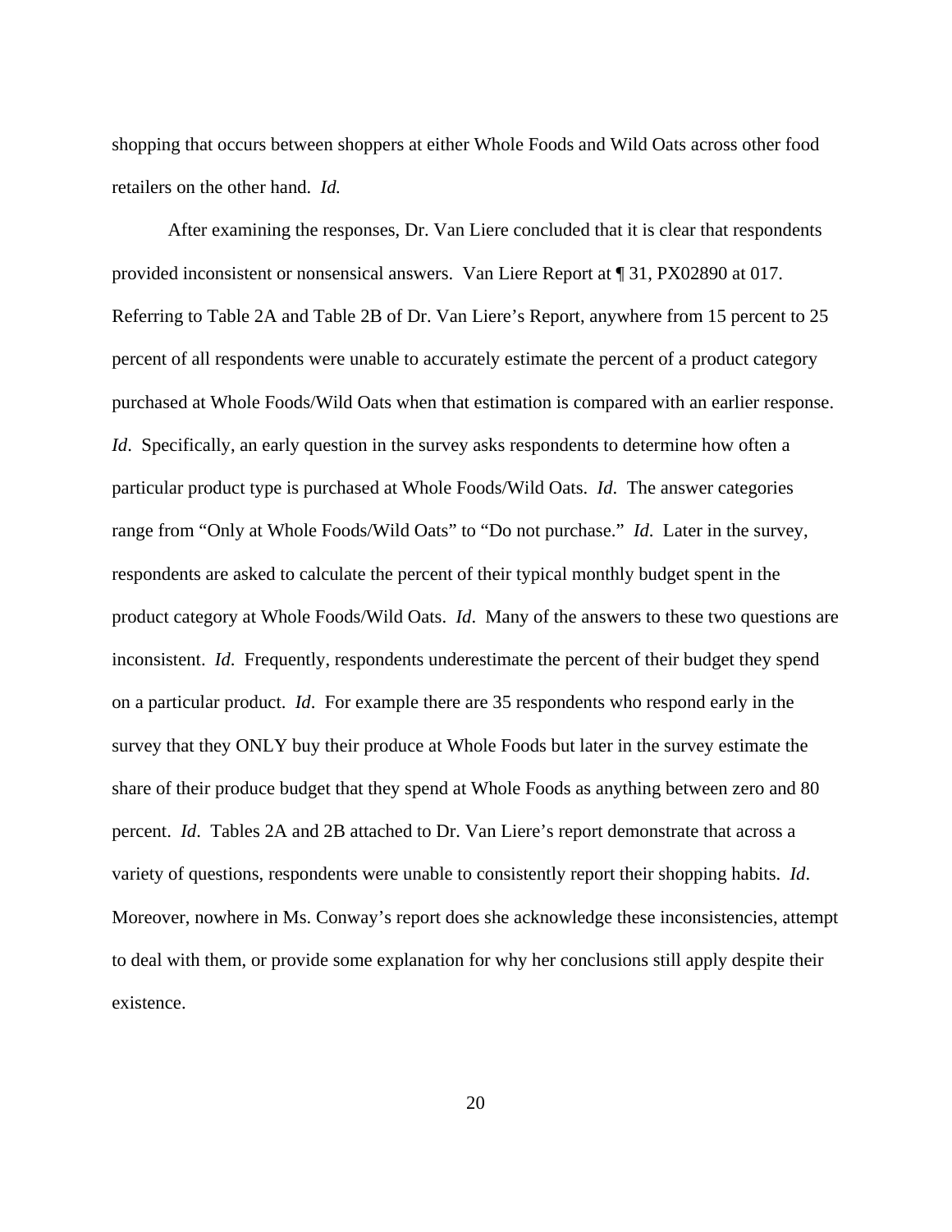shopping that occurs between shoppers at either Whole Foods and Wild Oats across other food retailers on the other hand. *Id.*

After examining the responses, Dr. Van Liere concluded that it is clear that respondents provided inconsistent or nonsensical answers. Van Liere Report at ¶ 31, PX02890 at 017. Referring to Table 2A and Table 2B of Dr. Van Liere's Report, anywhere from 15 percent to 25 percent of all respondents were unable to accurately estimate the percent of a product category purchased at Whole Foods/Wild Oats when that estimation is compared with an earlier response. *Id*. Specifically, an early question in the survey asks respondents to determine how often a particular product type is purchased at Whole Foods/Wild Oats. *Id*. The answer categories range from "Only at Whole Foods/Wild Oats" to "Do not purchase." *Id*. Later in the survey, respondents are asked to calculate the percent of their typical monthly budget spent in the product category at Whole Foods/Wild Oats. *Id*. Many of the answers to these two questions are inconsistent. *Id*. Frequently, respondents underestimate the percent of their budget they spend on a particular product. *Id*. For example there are 35 respondents who respond early in the survey that they ONLY buy their produce at Whole Foods but later in the survey estimate the share of their produce budget that they spend at Whole Foods as anything between zero and 80 percent. *Id*. Tables 2A and 2B attached to Dr. Van Liere's report demonstrate that across a variety of questions, respondents were unable to consistently report their shopping habits. *Id*. Moreover, nowhere in Ms. Conway's report does she acknowledge these inconsistencies, attempt to deal with them, or provide some explanation for why her conclusions still apply despite their existence.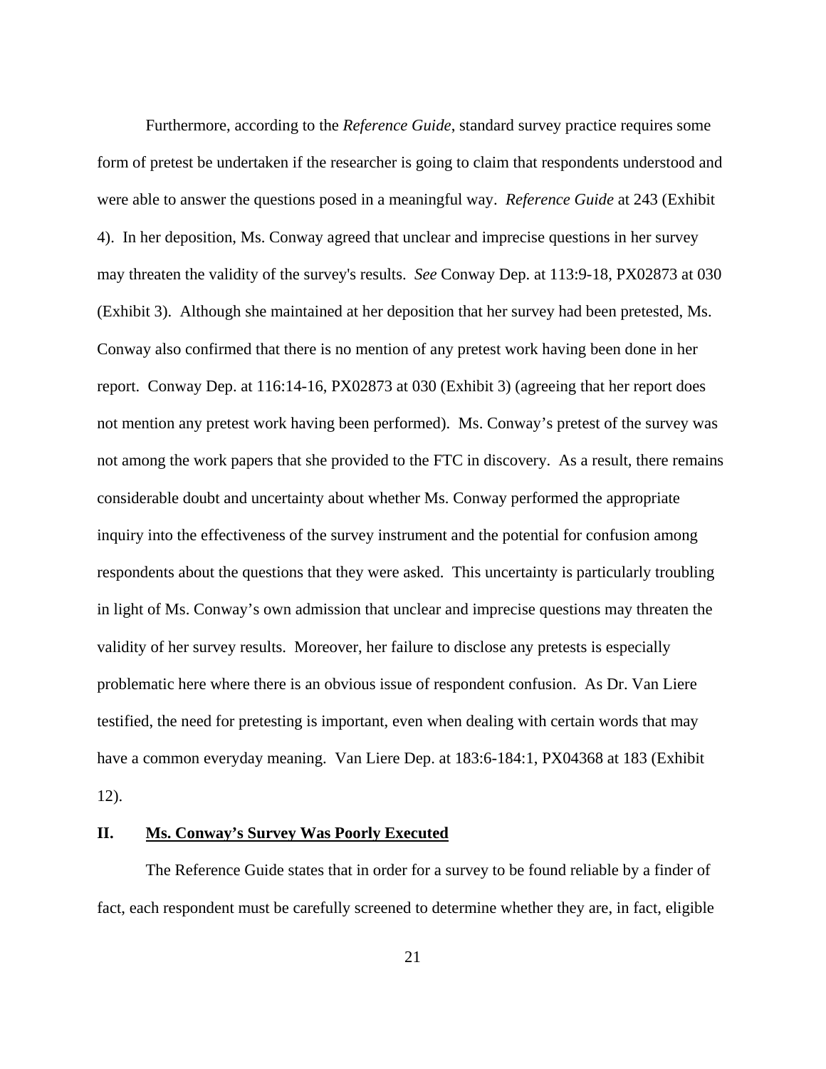Furthermore, according to the *Reference Guide*, standard survey practice requires some form of pretest be undertaken if the researcher is going to claim that respondents understood and were able to answer the questions posed in a meaningful way. *Reference Guide* at 243 (Exhibit 4). In her deposition, Ms. Conway agreed that unclear and imprecise questions in her survey may threaten the validity of the survey's results. *See* Conway Dep. at 113:9-18, PX02873 at 030 (Exhibit 3). Although she maintained at her deposition that her survey had been pretested, Ms. Conway also confirmed that there is no mention of any pretest work having been done in her report. Conway Dep. at 116:14-16, PX02873 at 030 (Exhibit 3) (agreeing that her report does not mention any pretest work having been performed). Ms. Conway's pretest of the survey was not among the work papers that she provided to the FTC in discovery. As a result, there remains considerable doubt and uncertainty about whether Ms. Conway performed the appropriate inquiry into the effectiveness of the survey instrument and the potential for confusion among respondents about the questions that they were asked. This uncertainty is particularly troubling in light of Ms. Conway's own admission that unclear and imprecise questions may threaten the validity of her survey results. Moreover, her failure to disclose any pretests is especially problematic here where there is an obvious issue of respondent confusion. As Dr. Van Liere testified, the need for pretesting is important, even when dealing with certain words that may have a common everyday meaning. Van Liere Dep. at 183:6-184:1, PX04368 at 183 (Exhibit 12).

## II. <u>Ms. Conway's Survey Was Poorly Executed</u>

The Reference Guide states that in order for a survey to be found reliable by a finder of fact, each respondent must be carefully screened to determine whether they are, in fact, eligible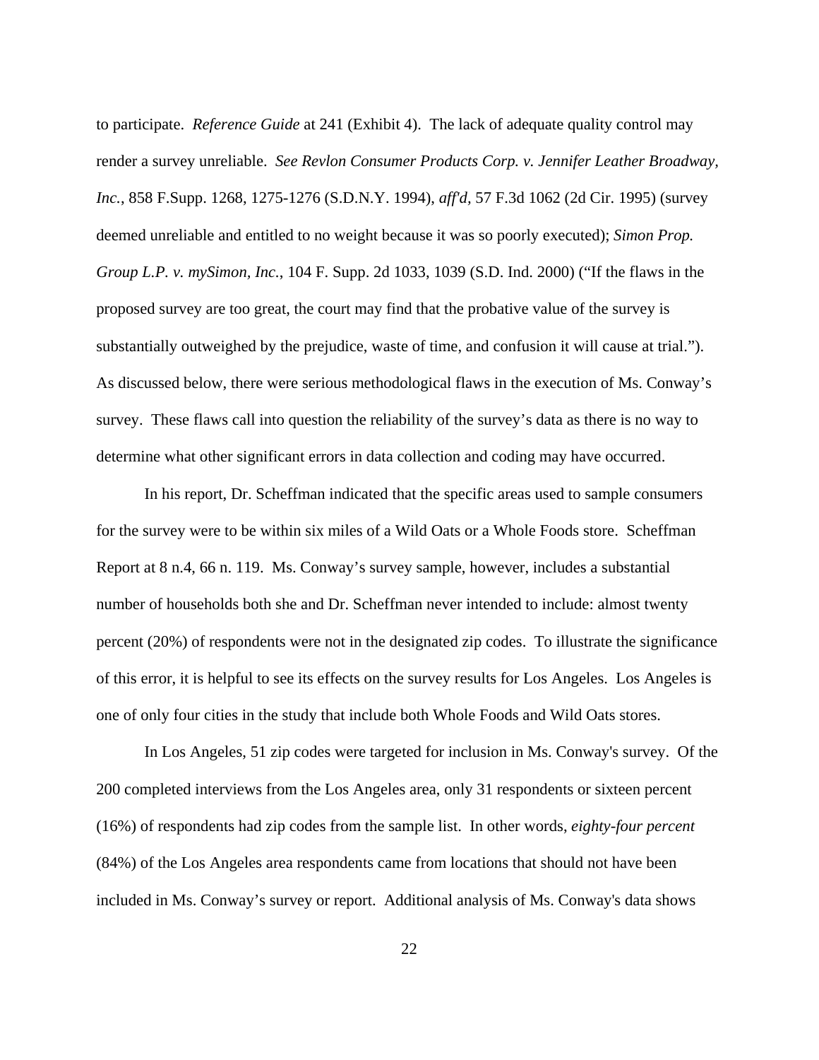to participate. *Reference Guide* at 241 (Exhibit 4). The lack of adequate quality control may render a survey unreliable. *See Revlon Consumer Products Corp. v. Jennifer Leather Broadway, Inc.*, 858 F.Supp. 1268, 1275-1276 (S.D.N.Y. 1994), *aff'd*, 57 F.3d 1062 (2d Cir. 1995) (survey deemed unreliable and entitled to no weight because it was so poorly executed); *Simon Prop. Group L.P. v. mySimon, Inc.*, 104 F. Supp. 2d 1033, 1039 (S.D. Ind. 2000) ("If the flaws in the proposed survey are too great, the court may find that the probative value of the survey is substantially outweighed by the prejudice, waste of time, and confusion it will cause at trial."). As discussed below, there were serious methodological flaws in the execution of Ms. Conway's survey. These flaws call into question the reliability of the survey's data as there is no way to determine what other significant errors in data collection and coding may have occurred.

In his report, Dr. Scheffman indicated that the specific areas used to sample consumers for the survey were to be within six miles of a Wild Oats or a Whole Foods store. Scheffman Report at 8 n.4, 66 n. 119. Ms. Conway's survey sample, however, includes a substantial number of households both she and Dr. Scheffman never intended to include: almost twenty percent (20%) of respondents were not in the designated zip codes. To illustrate the significance of this error, it is helpful to see its effects on the survey results for Los Angeles. Los Angeles is one of only four cities in the study that include both Whole Foods and Wild Oats stores.

In Los Angeles, 51 zip codes were targeted for inclusion in Ms. Conway's survey. Of the 200 completed interviews from the Los Angeles area, only 31 respondents or sixteen percent (16%) of respondents had zip codes from the sample list. In other words, *eighty-four percent* (84%) of the Los Angeles area respondents came from locations that should not have been included in Ms. Conway's survey or report. Additional analysis of Ms. Conway's data shows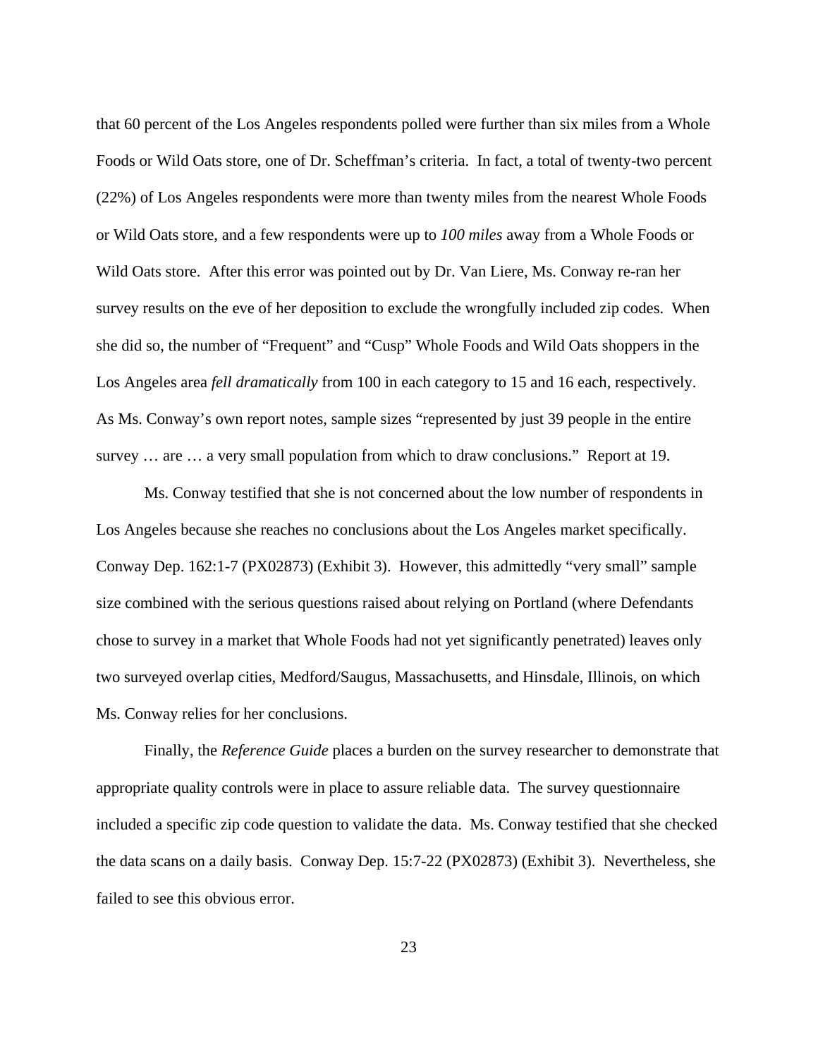that 60 percent of the Los Angeles respondents polled were further than six miles from a Whole Foods or Wild Oats store, one of Dr. Scheffman's criteria. In fact, a total of twenty-two percent (22%) of Los Angeles respondents were more than twenty miles from the nearest Whole Foods or Wild Oats store, and a few respondents were up to *100 miles* away from a Whole Foods or Wild Oats store. After this error was pointed out by Dr. Van Liere, Ms. Conway re-ran her survey results on the eve of her deposition to exclude the wrongfully included zip codes. When she did so, the number of "Frequent" and "Cusp" Whole Foods and Wild Oats shoppers in the Los Angeles area *fell dramatically* from 100 in each category to 15 and 16 each, respectively. As Ms. Conway's own report notes, sample sizes "represented by just 39 people in the entire survey … are … a very small population from which to draw conclusions." Report at 19.

Ms. Conway testified that she is not concerned about the low number of respondents in Los Angeles because she reaches no conclusions about the Los Angeles market specifically. Conway Dep. 162:1-7 (PX02873) (Exhibit 3). However, this admittedly "very small" sample size combined with the serious questions raised about relying on Portland (where Defendants chose to survey in a market that Whole Foods had not yet significantly penetrated) leaves only two surveyed overlap cities, Medford/Saugus, Massachusetts, and Hinsdale, Illinois, on which Ms. Conway relies for her conclusions.

Finally, the *Reference Guide* places a burden on the survey researcher to demonstrate that appropriate quality controls were in place to assure reliable data. The survey questionnaire included a specific zip code question to validate the data. Ms. Conway testified that she checked the data scans on a daily basis. Conway Dep. 15:7-22 (PX02873) (Exhibit 3). Nevertheless, she failed to see this obvious error.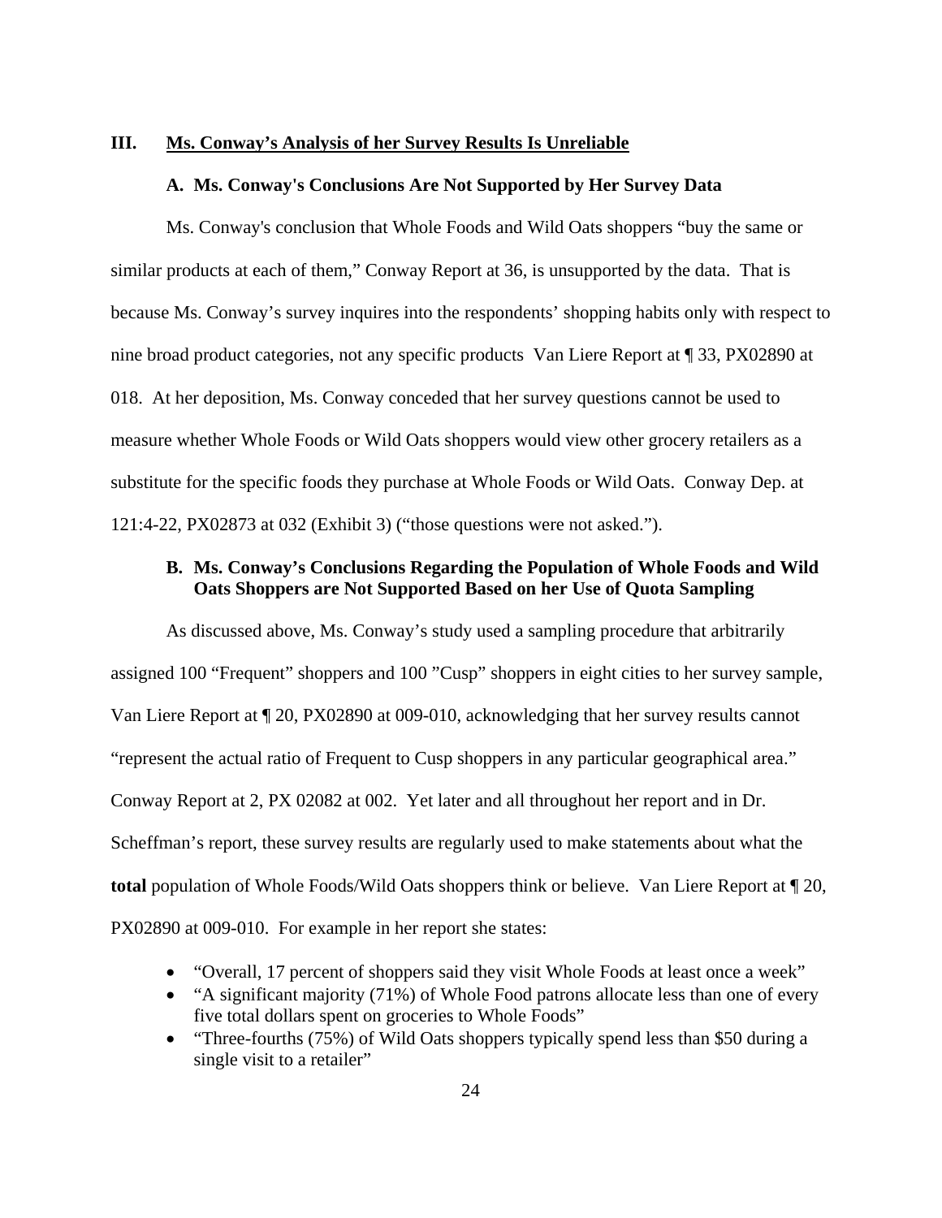## III. Ms. Conway's Analysis of her Survey Results Is Unreliable

### A. Ms. Conway's Conclusions Are Not Supported by Her Survey Data

Ms. Conway's conclusion that Whole Foods and Wild Oats shoppers "buy the same or similar products at each of them," Conway Report at 36, is unsupported by the data. That is because Ms. Conway's survey inquires into the respondents' shopping habits only with respect to nine broad product categories, not any specific products Van Liere Report at ¶ 33, PX02890 at 018. At her deposition, Ms. Conway conceded that her survey questions cannot be used to measure whether Whole Foods or Wild Oats shoppers would view other grocery retailers as a substitute for the specific foods they purchase at Whole Foods or Wild Oats. Conway Dep. at 121:4-22, PX02873 at 032 (Exhibit 3) ("those questions were not asked.").

### B. Ms. Conway's Conclusions Regarding the Population of Whole Foods and Wild Oats Shoppers are Not Supported Based on her Use of Quota Sampling

As discussed above, Ms. Conway's study used a sampling procedure that arbitrarily assigned 100 "Frequent" shoppers and 100 "Cusp" shoppers in eight cities to her survey sample, Van Liere Report at ¶ 20, PX02890 at 009-010, acknowledging that her survey results cannot "represent the actual ratio of Frequent to Cusp shoppers in any particular geographical area." Conway Report at 2, PX 02082 at 002. Yet later and all throughout her report and in Dr. Scheffman's report, these survey results are regularly used to make statements about what the **total** population of Whole Foods/Wild Oats shoppers think or believe. Van Liere Report at ¶ 20, PX02890 at 009-010. For example in her report she states:

- "Overall, 17 percent of shoppers said they visit Whole Foods at least once a week"
- "A significant majority (71%) of Whole Food patrons allocate less than one of every five total dollars spent on groceries to Whole Foods"
- "Three-fourths (75%) of Wild Oats shoppers typically spend less than $50 during a single visit to a retailer"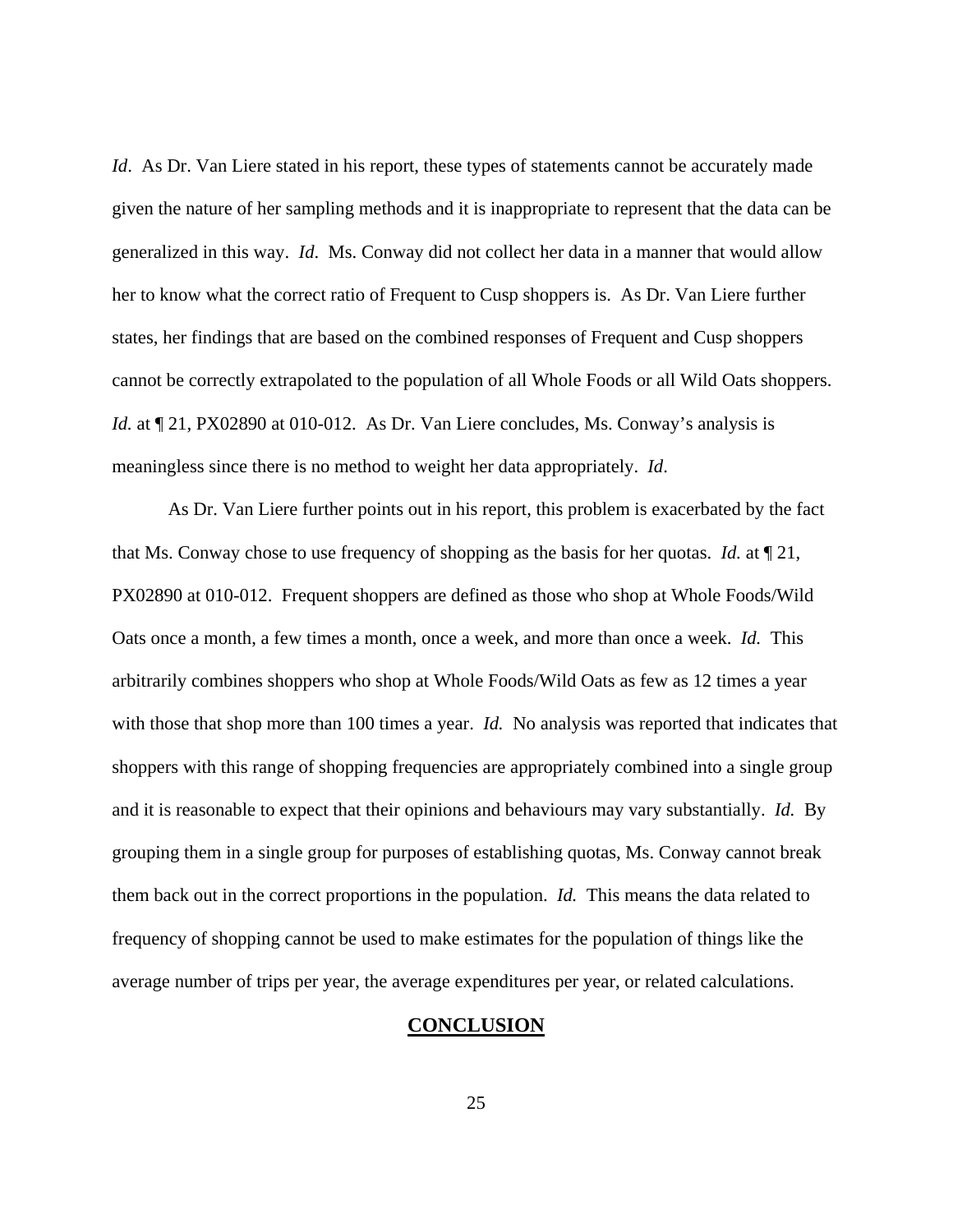*Id*. As Dr. Van Liere stated in his report, these types of statements cannot be accurately made given the nature of her sampling methods and it is inappropriate to represent that the data can be generalized in this way. *Id*. Ms. Conway did not collect her data in a manner that would allow her to know what the correct ratio of Frequent to Cusp shoppers is. As Dr. Van Liere further states, her findings that are based on the combined responses of Frequent and Cusp shoppers cannot be correctly extrapolated to the population of all Whole Foods or all Wild Oats shoppers. *Id.* at ¶ 21, PX02890 at 010-012. As Dr. Van Liere concludes, Ms. Conway's analysis is meaningless since there is no method to weight her data appropriately. *Id*.

As Dr. Van Liere further points out in his report, this problem is exacerbated by the fact that Ms. Conway chose to use frequency of shopping as the basis for her quotas. *Id.* at ¶ 21, PX02890 at 010-012. Frequent shoppers are defined as those who shop at Whole Foods/Wild Oats once a month, a few times a month, once a week, and more than once a week. *Id.* This arbitrarily combines shoppers who shop at Whole Foods/Wild Oats as few as 12 times a year with those that shop more than 100 times a year. *Id.* No analysis was reported that indicates that shoppers with this range of shopping frequencies are appropriately combined into a single group and it is reasonable to expect that their opinions and behaviours may vary substantially. *Id.* By grouping them in a single group for purposes of establishing quotas, Ms. Conway cannot break them back out in the correct proportions in the population. *Id.* This means the data related to frequency of shopping cannot be used to make estimates for the population of things like the average number of trips per year, the average expenditures per year, or related calculations.

## CONCLUSION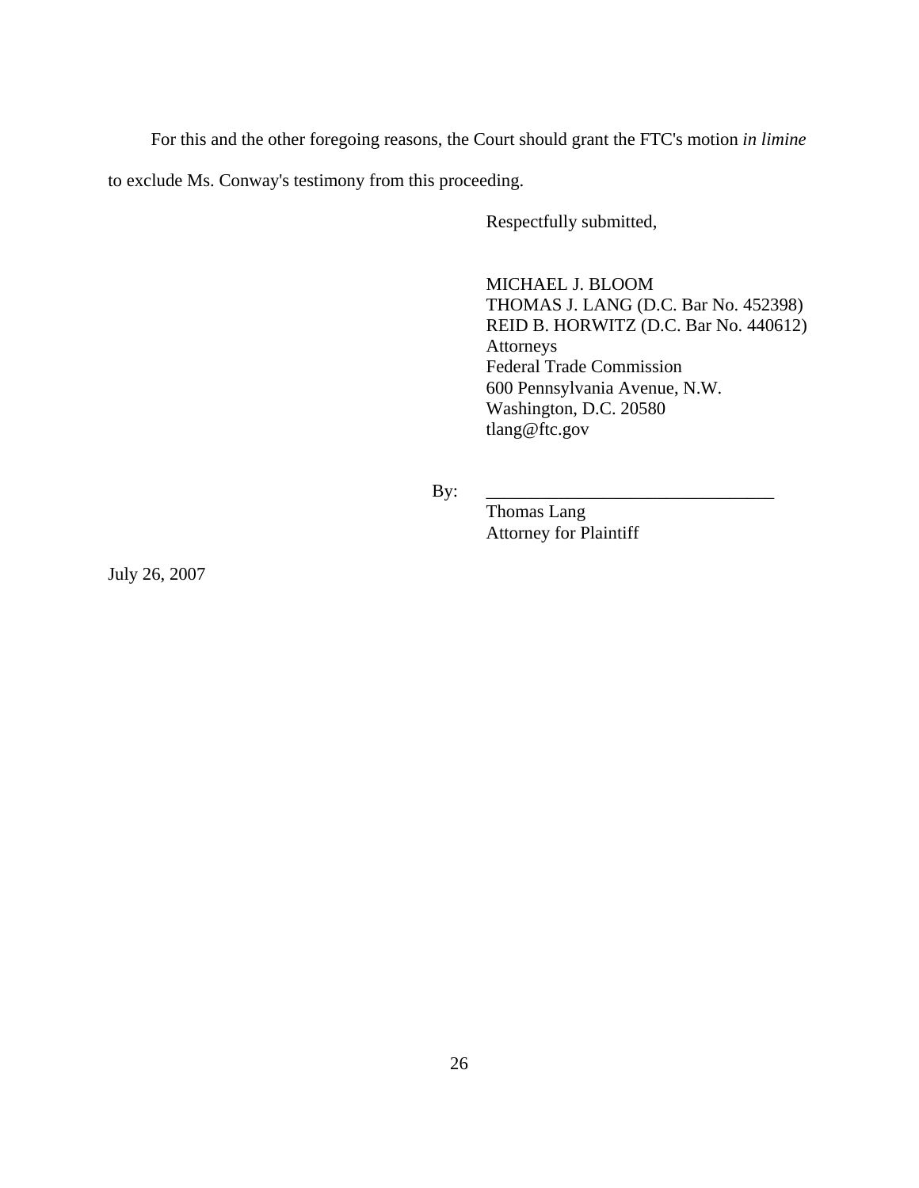For this and the other foregoing reasons, the Court should grant the FTC's motion *in limine* to exclude Ms. Conway's testimony from this proceeding.

Respectfully submitted,

MICHAEL J. BLOOM
THOMAS J. LANG (D.C. Bar No. 452398)
REID B. HORWITZ (D.C. Bar No. 440612)
Attorneys
Federal Trade Commission
600 Pennsylvania Avenue, N.W.
Washington, D.C. 20580
tlang@ftc.gov

By: _________________________________
Thomas Lang
Attorney for Plaintiff

July 26, 2007